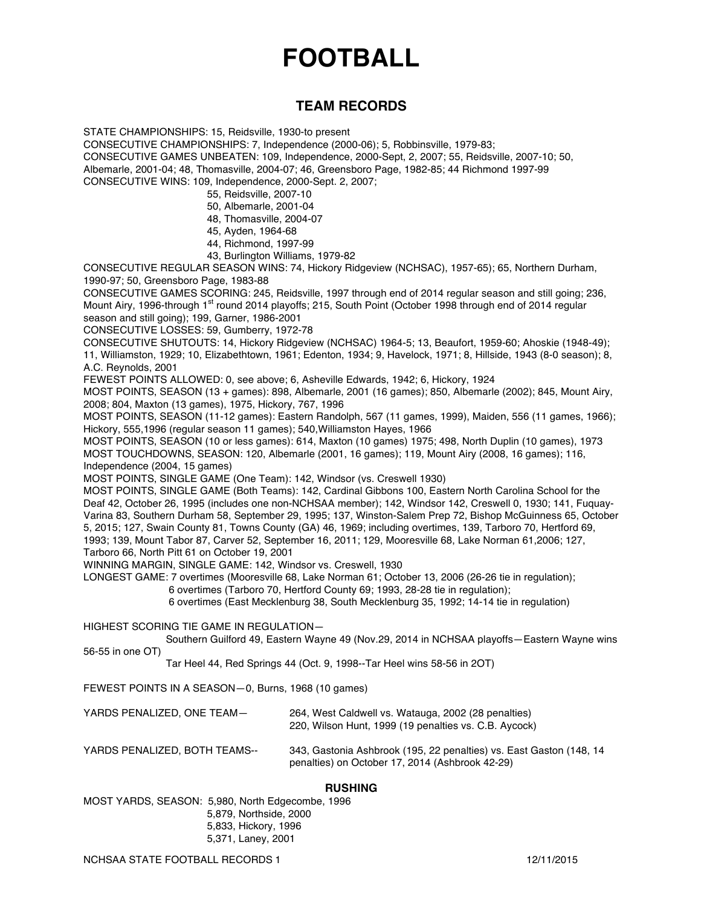# FOOTBALL

## TEAM RECORDS

STATE CHAMPIONSHIPS: 15, Reidsville, 1930-to present
CONSECUTIVE CHAMPIONSHIPS: 7, Independence (2000-06); 5, Robbinsville, 1979-83;
CONSECUTIVE GAMES UNBEATEN: 109, Independence, 2000-Sept, 2, 2007; 55, Reidsville, 2007-10; 50, Albemarle, 2001-04; 48, Thomasville, 2004-07; 46, Greensboro Page, 1982-85; 44 Richmond 1997-99
CONSECUTIVE WINS: 109, Independence, 2000-Sept. 2, 2007;
55, Reidsville, 2007-10
50, Albemarle, 2001-04
48, Thomasville, 2004-07
45, Ayden, 1964-68
44, Richmond, 1997-99
43, Burlington Williams, 1979-82
CONSECUTIVE REGULAR SEASON WINS: 74, Hickory Ridgeview (NCHSAC), 1957-65); 65, Northern Durham, 1990-97; 50, Greensboro Page, 1983-88
CONSECUTIVE GAMES SCORING: 245, Reidsville, 1997 through end of 2014 regular season and still going; 236, Mount Airy, 1996-through 1st round 2014 playoffs; 215, South Point (October 1998 through end of 2014 regular season and still going); 199, Garner, 1986-2001
CONSECUTIVE LOSSES: 59, Gumberry, 1972-78
CONSECUTIVE SHUTOUTS: 14, Hickory Ridgeview (NCHSAC) 1964-5; 13, Beaufort, 1959-60; Ahoskie (1948-49); 11, Williamston, 1929; 10, Elizabethtown, 1961; Edenton, 1934; 9, Havelock, 1971; 8, Hillside, 1943 (8-0 season); 8, A.C. Reynolds, 2001
FEWEST POINTS ALLOWED: 0, see above; 6, Asheville Edwards, 1942; 6, Hickory, 1924
MOST POINTS, SEASON (13 + games): 898, Albemarle, 2001 (16 games); 850, Albemarle (2002); 845, Mount Airy, 2008; 804, Maxton (13 games), 1975, Hickory, 767, 1996
MOST POINTS, SEASON (11-12 games): Eastern Randolph, 567 (11 games, 1999), Maiden, 556 (11 games, 1966); Hickory, 555,1996 (regular season 11 games); 540,Williamston Hayes, 1966
MOST POINTS, SEASON (10 or less games): 614, Maxton (10 games) 1975; 498, North Duplin (10 games), 1973
MOST TOUCHDOWNS, SEASON: 120, Albemarle (2001, 16 games); 119, Mount Airy (2008, 16 games); 116, Independence (2004, 15 games)
MOST POINTS, SINGLE GAME (One Team): 142, Windsor (vs. Creswell 1930)
MOST POINTS, SINGLE GAME (Both Teams): 142, Cardinal Gibbons 100, Eastern North Carolina School for the Deaf 42, October 26, 1995 (includes one non-NCHSAA member); 142, Windsor 142, Creswell 0, 1930; 141, Fuquay-Varina 83, Southern Durham 58, September 29, 1995; 137, Winston-Salem Prep 72, Bishop McGuinness 65, October 5, 2015; 127, Swain County 81, Towns County (GA) 46, 1969; including overtimes, 139, Tarboro 70, Hertford 69, 1993; 139, Mount Tabor 87, Carver 52, September 16, 2011; 129, Mooresville 68, Lake Norman 61,2006; 127, Tarboro 66, North Pitt 61 on October 19, 2001
WINNING MARGIN, SINGLE GAME: 142, Windsor vs. Creswell, 1930
LONGEST GAME: 7 overtimes (Mooresville 68, Lake Norman 61; October 13, 2006 (26-26 tie in regulation);
6 overtimes (Tarboro 70, Hertford County 69; 1993, 28-28 tie in regulation);
6 overtimes (East Mecklenburg 38, South Mecklenburg 35, 1992; 14-14 tie in regulation)

HIGHEST SCORING TIE GAME IN REGULATION—
Southern Guilford 49, Eastern Wayne 49 (Nov.29, 2014 in NCHSAA playoffs—Eastern Wayne wins 56-55 in one OT)
Tar Heel 44, Red Springs 44 (Oct. 9, 1998--Tar Heel wins 58-56 in 2OT)

FEWEST POINTS IN A SEASON—0, Burns, 1968 (10 games)

YARDS PENALIZED, ONE TEAM— 264, West Caldwell vs. Watauga, 2002 (28 penalties)
220, Wilson Hunt, 1999 (19 penalties vs. C.B. Aycock)

YARDS PENALIZED, BOTH TEAMS-- 343, Gastonia Ashbrook (195, 22 penalties) vs. East Gaston (148, 14 penalties) on October 17, 2014 (Ashbrook 42-29)

### RUSHING

MOST YARDS, SEASON: 5,980, North Edgecombe, 1996
5,879, Northside, 2000
5,833, Hickory, 1996
5,371, Laney, 2001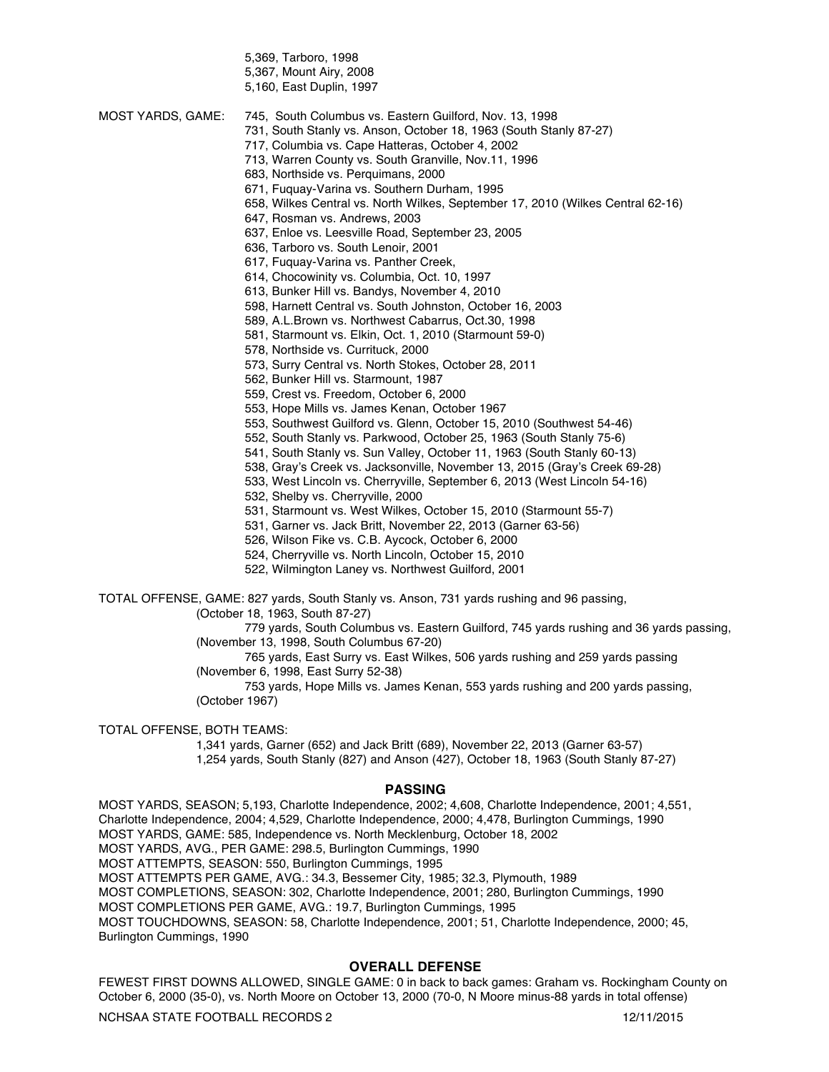5,369, Tarboro, 1998
5,367, Mount Airy, 2008
5,160, East Duplin, 1997

MOST YARDS, GAME:

745, South Columbus vs. Eastern Guilford, Nov. 13, 1998
731, South Stanly vs. Anson, October 18, 1963 (South Stanly 87-27)
717, Columbia vs. Cape Hatteras, October 4, 2002
713, Warren County vs. South Granville, Nov.11, 1996
683, Northside vs. Perquimans, 2000
671, Fuquay-Varina vs. Southern Durham, 1995
658, Wilkes Central vs. North Wilkes, September 17, 2010 (Wilkes Central 62-16)
647, Rosman vs. Andrews, 2003
637, Enloe vs. Leesville Road, September 23, 2005
636, Tarboro vs. South Lenoir, 2001
617, Fuquay-Varina vs. Panther Creek,
614, Chocowinity vs. Columbia, Oct. 10, 1997
613, Bunker Hill vs. Bandys, November 4, 2010
598, Harnett Central vs. South Johnston, October 16, 2003
589, A.L.Brown vs. Northwest Cabarrus, Oct.30, 1998
581, Starmount vs. Elkin, Oct. 1, 2010 (Starmount 59-0)
578, Northside vs. Currituck, 2000
573, Surry Central vs. North Stokes, October 28, 2011
562, Bunker Hill vs. Starmount, 1987
559, Crest vs. Freedom, October 6, 2000
553, Hope Mills vs. James Kenan, October 1967
553, Southwest Guilford vs. Glenn, October 15, 2010 (Southwest 54-46)
552, South Stanly vs. Parkwood, October 25, 1963 (South Stanly 75-6)
541, South Stanly vs. Sun Valley, October 11, 1963 (South Stanly 60-13)
538, Gray's Creek vs. Jacksonville, November 13, 2015 (Gray's Creek 69-28)
533, West Lincoln vs. Cherryville, September 6, 2013 (West Lincoln 54-16)
532, Shelby vs. Cherryville, 2000
531, Starmount vs. West Wilkes, October 15, 2010 (Starmount 55-7)
531, Garner vs. Jack Britt, November 22, 2013 (Garner 63-56)
526, Wilson Fike vs. C.B. Aycock, October 6, 2000
524, Cherryville vs. North Lincoln, October 15, 2010
522, Wilmington Laney vs. Northwest Guilford, 2001

TOTAL OFFENSE, GAME: 827 yards, South Stanly vs. Anson, 731 yards rushing and 96 passing, (October 18, 1963, South 87-27)
779 yards, South Columbus vs. Eastern Guilford, 745 yards rushing and 36 yards passing, (November 13, 1998, South Columbus 67-20)
765 yards, East Surry vs. East Wilkes, 506 yards rushing and 259 yards passing (November 6, 1998, East Surry 52-38)
753 yards, Hope Mills vs. James Kenan, 553 yards rushing and 200 yards passing, (October 1967)

TOTAL OFFENSE, BOTH TEAMS:
1,341 yards, Garner (652) and Jack Britt (689), November 22, 2013 (Garner 63-57)
1,254 yards, South Stanly (827) and Anson (427), October 18, 1963 (South Stanly 87-27)

## PASSING

MOST YARDS, SEASON; 5,193, Charlotte Independence, 2002; 4,608, Charlotte Independence, 2001; 4,551, Charlotte Independence, 2004; 4,529, Charlotte Independence, 2000; 4,478, Burlington Cummings, 1990
MOST YARDS, GAME: 585, Independence vs. North Mecklenburg, October 18, 2002
MOST YARDS, AVG., PER GAME: 298.5, Burlington Cummings, 1990
MOST ATTEMPTS, SEASON: 550, Burlington Cummings, 1995
MOST ATTEMPTS PER GAME, AVG.: 34.3, Bessemer City, 1985; 32.3, Plymouth, 1989
MOST COMPLETIONS, SEASON: 302, Charlotte Independence, 2001; 280, Burlington Cummings, 1990
MOST COMPLETIONS PER GAME, AVG.: 19.7, Burlington Cummings, 1995
MOST TOUCHDOWNS, SEASON: 58, Charlotte Independence, 2001; 51, Charlotte Independence, 2000; 45, Burlington Cummings, 1990

## OVERALL DEFENSE

FEWEST FIRST DOWNS ALLOWED, SINGLE GAME: 0 in back to back games: Graham vs. Rockingham County on October 6, 2000 (35-0), vs. North Moore on October 13, 2000 (70-0, N Moore minus-88 yards in total offense)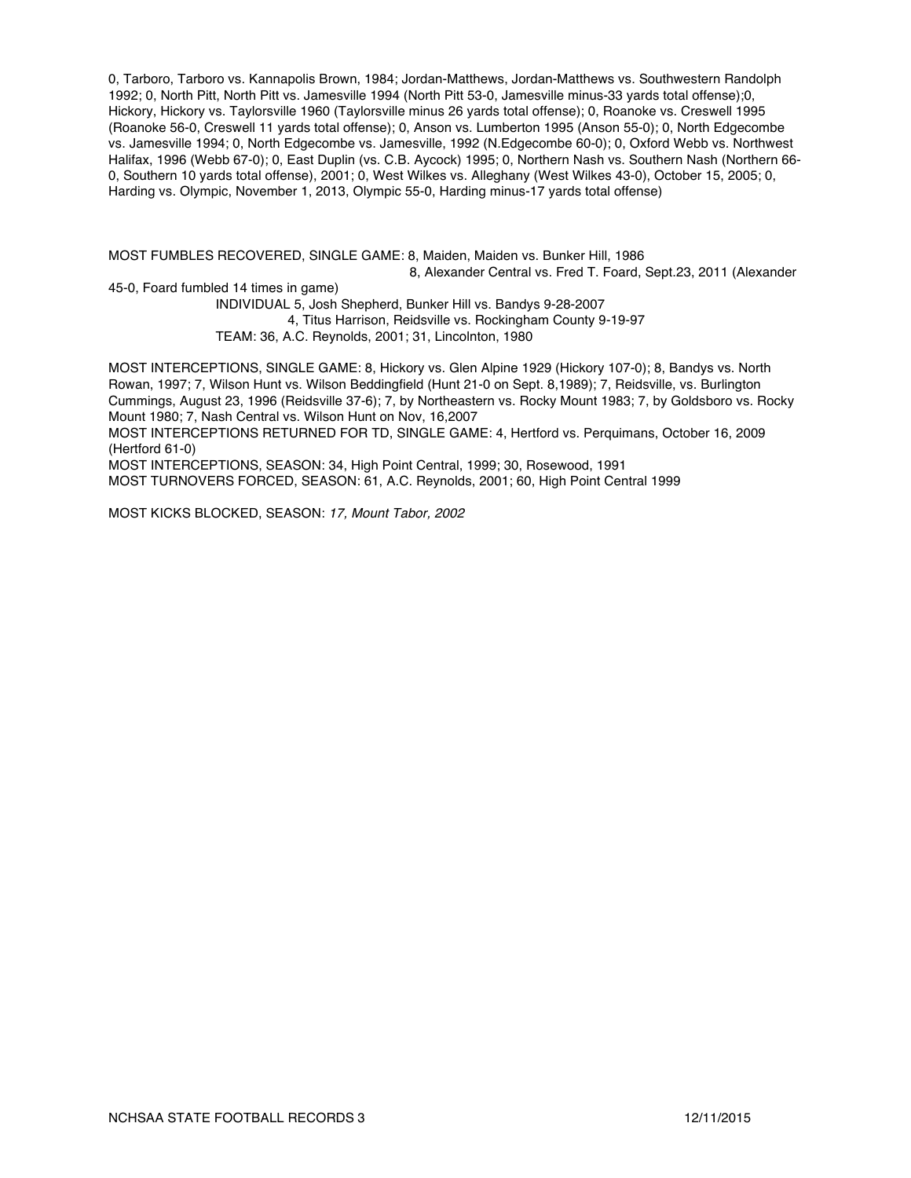0, Tarboro, Tarboro vs. Kannapolis Brown, 1984; Jordan-Matthews, Jordan-Matthews vs. Southwestern Randolph 1992; 0, North Pitt, North Pitt vs. Jamesville 1994 (North Pitt 53-0, Jamesville minus-33 yards total offense);0, Hickory, Hickory vs. Taylorsville 1960 (Taylorsville minus 26 yards total offense); 0, Roanoke vs. Creswell 1995 (Roanoke 56-0, Creswell 11 yards total offense); 0, Anson vs. Lumberton 1995 (Anson 55-0); 0, North Edgecombe vs. Jamesville 1994; 0, North Edgecombe vs. Jamesville, 1992 (N.Edgecombe 60-0); 0, Oxford Webb vs. Northwest Halifax, 1996 (Webb 67-0); 0, East Duplin (vs. C.B. Aycock) 1995; 0, Northern Nash vs. Southern Nash (Northern 66-0, Southern 10 yards total offense), 2001; 0, West Wilkes vs. Alleghany (West Wilkes 43-0), October 15, 2005; 0, Harding vs. Olympic, November 1, 2013, Olympic 55-0, Harding minus-17 yards total offense)

MOST FUMBLES RECOVERED, SINGLE GAME: 8, Maiden, Maiden vs. Bunker Hill, 1986
8, Alexander Central vs. Fred T. Foard, Sept.23, 2011 (Alexander 45-0, Foard fumbled 14 times in game)
INDIVIDUAL 5, Josh Shepherd, Bunker Hill vs. Bandys 9-28-2007
4, Titus Harrison, Reidsville vs. Rockingham County 9-19-97
TEAM: 36, A.C. Reynolds, 2001; 31, Lincolnton, 1980

MOST INTERCEPTIONS, SINGLE GAME: 8, Hickory vs. Glen Alpine 1929 (Hickory 107-0); 8, Bandys vs. North Rowan, 1997; 7, Wilson Hunt vs. Wilson Beddingfield (Hunt 21-0 on Sept. 8,1989); 7, Reidsville, vs. Burlington Cummings, August 23, 1996 (Reidsville 37-6); 7, by Northeastern vs. Rocky Mount 1983; 7, by Goldsboro vs. Rocky Mount 1980; 7, Nash Central vs. Wilson Hunt on Nov, 16,2007
MOST INTERCEPTIONS RETURNED FOR TD, SINGLE GAME: 4, Hertford vs. Perquimans, October 16, 2009 (Hertford 61-0)
MOST INTERCEPTIONS, SEASON: 34, High Point Central, 1999; 30, Rosewood, 1991
MOST TURNOVERS FORCED, SEASON: 61, A.C. Reynolds, 2001; 60, High Point Central 1999

MOST KICKS BLOCKED, SEASON: *17, Mount Tabor, 2002*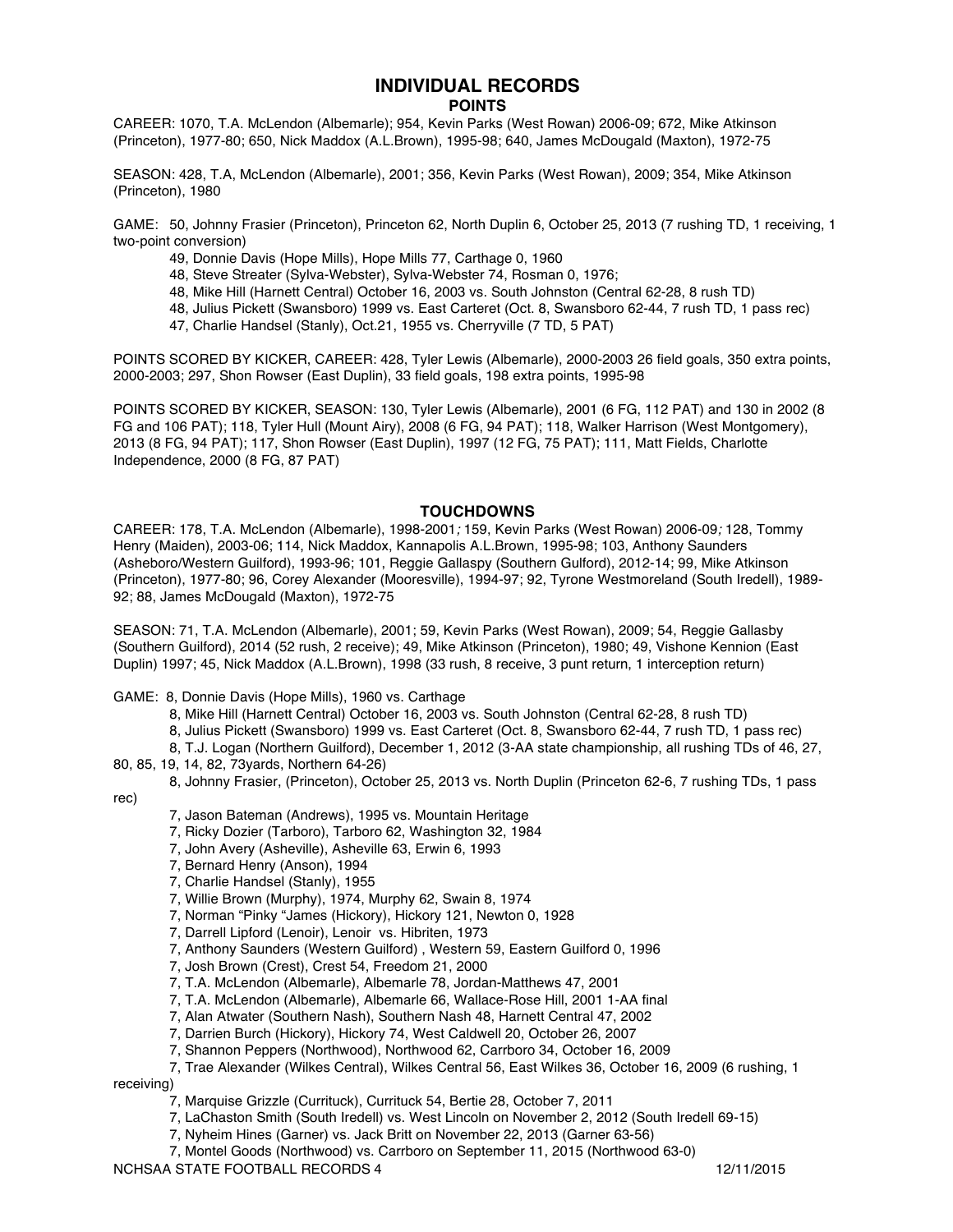# INDIVIDUAL RECORDS

## POINTS

CAREER: 1070, T.A. McLendon (Albemarle); 954, Kevin Parks (West Rowan) 2006-09; 672, Mike Atkinson (Princeton), 1977-80; 650, Nick Maddox (A.L.Brown), 1995-98; 640, James McDougald (Maxton), 1972-75

SEASON: 428, T.A, McLendon (Albemarle), 2001; 356, Kevin Parks (West Rowan), 2009; 354, Mike Atkinson (Princeton), 1980

GAME: 50, Johnny Frasier (Princeton), Princeton 62, North Duplin 6, October 25, 2013 (7 rushing TD, 1 receiving, 1 two-point conversion)

49, Donnie Davis (Hope Mills), Hope Mills 77, Carthage 0, 1960
48, Steve Streater (Sylva-Webster), Sylva-Webster 74, Rosman 0, 1976;
48, Mike Hill (Harnett Central) October 16, 2003 vs. South Johnston (Central 62-28, 8 rush TD)
48, Julius Pickett (Swansboro) 1999 vs. East Carteret (Oct. 8, Swansboro 62-44, 7 rush TD, 1 pass rec)
47, Charlie Handsel (Stanly), Oct.21, 1955 vs. Cherryville (7 TD, 5 PAT)

POINTS SCORED BY KICKER, CAREER: 428, Tyler Lewis (Albemarle), 2000-2003 26 field goals, 350 extra points, 2000-2003; 297, Shon Rowser (East Duplin), 33 field goals, 198 extra points, 1995-98

POINTS SCORED BY KICKER, SEASON: 130, Tyler Lewis (Albemarle), 2001 (6 FG, 112 PAT) and 130 in 2002 (8 FG and 106 PAT); 118, Tyler Hull (Mount Airy), 2008 (6 FG, 94 PAT); 118, Walker Harrison (West Montgomery), 2013 (8 FG, 94 PAT); 117, Shon Rowser (East Duplin), 1997 (12 FG, 75 PAT); 111, Matt Fields, Charlotte Independence, 2000 (8 FG, 87 PAT)

## TOUCHDOWNS

CAREER: 178, T.A. McLendon (Albemarle), 1998-2001; 159, Kevin Parks (West Rowan) 2006-09; 128, Tommy Henry (Maiden), 2003-06; 114, Nick Maddox, Kannapolis A.L.Brown, 1995-98; 103, Anthony Saunders (Asheboro/Western Guilford), 1993-96; 101, Reggie Gallaspy (Southern Gulford), 2012-14; 99, Mike Atkinson (Princeton), 1977-80; 96, Corey Alexander (Mooresville), 1994-97; 92, Tyrone Westmoreland (South Iredell), 1989-92; 88, James McDougald (Maxton), 1972-75

SEASON: 71, T.A. McLendon (Albemarle), 2001; 59, Kevin Parks (West Rowan), 2009; 54, Reggie Gallasby (Southern Guilford), 2014 (52 rush, 2 receive); 49, Mike Atkinson (Princeton), 1980; 49, Vishone Kennion (East Duplin) 1997; 45, Nick Maddox (A.L.Brown), 1998 (33 rush, 8 receive, 3 punt return, 1 interception return)

GAME: 8, Donnie Davis (Hope Mills), 1960 vs. Carthage

8, Mike Hill (Harnett Central) October 16, 2003 vs. South Johnston (Central 62-28, 8 rush TD)
8, Julius Pickett (Swansboro) 1999 vs. East Carteret (Oct. 8, Swansboro 62-44, 7 rush TD, 1 pass rec)
8, T.J. Logan (Northern Guilford), December 1, 2012 (3-AA state championship, all rushing TDs of 46, 27, 80, 85, 19, 14, 82, 73yards, Northern 64-26)
8, Johnny Frasier, (Princeton), October 25, 2013 vs. North Duplin (Princeton 62-6, 7 rushing TDs, 1 pass rec)
7, Jason Bateman (Andrews), 1995 vs. Mountain Heritage
7, Ricky Dozier (Tarboro), Tarboro 62, Washington 32, 1984
7, John Avery (Asheville), Asheville 63, Erwin 6, 1993
7, Bernard Henry (Anson), 1994
7, Charlie Handsel (Stanly), 1955
7, Willie Brown (Murphy), 1974, Murphy 62, Swain 8, 1974
7, Norman "Pinky "James (Hickory), Hickory 121, Newton 0, 1928
7, Darrell Lipford (Lenoir), Lenoir vs. Hibriten, 1973
7, Anthony Saunders (Western Guilford) , Western 59, Eastern Guilford 0, 1996
7, Josh Brown (Crest), Crest 54, Freedom 21, 2000
7, T.A. McLendon (Albemarle), Albemarle 78, Jordan-Matthews 47, 2001
7, T.A. McLendon (Albemarle), Albemarle 66, Wallace-Rose Hill, 2001 1-AA final
7, Alan Atwater (Southern Nash), Southern Nash 48, Harnett Central 47, 2002
7, Darrien Burch (Hickory), Hickory 74, West Caldwell 20, October 26, 2007
7, Shannon Peppers (Northwood), Northwood 62, Carrboro 34, October 16, 2009
7, Trae Alexander (Wilkes Central), Wilkes Central 56, East Wilkes 36, October 16, 2009 (6 rushing, 1 receiving)
7, Marquise Grizzle (Currituck), Currituck 54, Bertie 28, October 7, 2011
7, LaChaston Smith (South Iredell) vs. West Lincoln on November 2, 2012 (South Iredell 69-15)
7, Nyheim Hines (Garner) vs. Jack Britt on November 22, 2013 (Garner 63-56)
7, Montel Goods (Northwood) vs. Carrboro on September 11, 2015 (Northwood 63-0)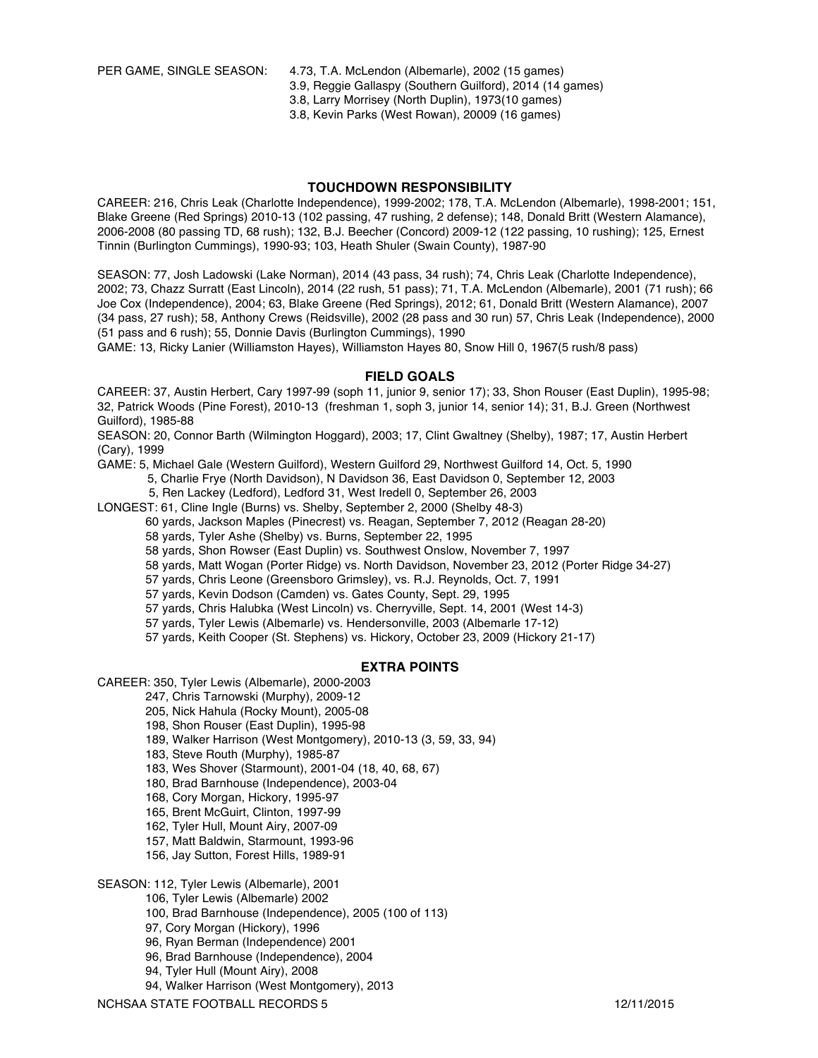PER GAME, SINGLE SEASON: 4.73, T.A. McLendon (Albemarle), 2002 (15 games)
3.9, Reggie Gallaspy (Southern Guilford), 2014 (14 games)
3.8, Larry Morrisey (North Duplin), 1973(10 games)
3.8, Kevin Parks (West Rowan), 20009 (16 games)

## TOUCHDOWN RESPONSIBILITY

CAREER: 216, Chris Leak (Charlotte Independence), 1999-2002; 178, T.A. McLendon (Albemarle), 1998-2001; 151, Blake Greene (Red Springs) 2010-13 (102 passing, 47 rushing, 2 defense); 148, Donald Britt (Western Alamance), 2006-2008 (80 passing TD, 68 rush); 132, B.J. Beecher (Concord) 2009-12 (122 passing, 10 rushing); 125, Ernest Tinnin (Burlington Cummings), 1990-93; 103, Heath Shuler (Swain County), 1987-90

SEASON: 77, Josh Ladowski (Lake Norman), 2014 (43 pass, 34 rush); 74, Chris Leak (Charlotte Independence), 2002; 73, Chazz Surratt (East Lincoln), 2014 (22 rush, 51 pass); 71, T.A. McLendon (Albemarle), 2001 (71 rush); 66 Joe Cox (Independence), 2004; 63, Blake Greene (Red Springs), 2012; 61, Donald Britt (Western Alamance), 2007 (34 pass, 27 rush); 58, Anthony Crews (Reidsville), 2002 (28 pass and 30 run) 57, Chris Leak (Independence), 2000 (51 pass and 6 rush); 55, Donnie Davis (Burlington Cummings), 1990

GAME: 13, Ricky Lanier (Williamston Hayes), Williamston Hayes 80, Snow Hill 0, 1967(5 rush/8 pass)

## FIELD GOALS

CAREER: 37, Austin Herbert, Cary 1997-99 (soph 11, junior 9, senior 17); 33, Shon Rouser (East Duplin), 1995-98; 32, Patrick Woods (Pine Forest), 2010-13 (freshman 1, soph 3, junior 14, senior 14); 31, B.J. Green (Northwest Guilford), 1985-88

SEASON: 20, Connor Barth (Wilmington Hoggard), 2003; 17, Clint Gwaltney (Shelby), 1987; 17, Austin Herbert (Cary), 1999

GAME: 5, Michael Gale (Western Guilford), Western Guilford 29, Northwest Guilford 14, Oct. 5, 1990
5, Charlie Frye (North Davidson), N Davidson 36, East Davidson 0, September 12, 2003
5, Ren Lackey (Ledford), Ledford 31, West Iredell 0, September 26, 2003

LONGEST: 61, Cline Ingle (Burns) vs. Shelby, September 2, 2000 (Shelby 48-3)
60 yards, Jackson Maples (Pinecrest) vs. Reagan, September 7, 2012 (Reagan 28-20)
58 yards, Tyler Ashe (Shelby) vs. Burns, September 22, 1995
58 yards, Shon Rowser (East Duplin) vs. Southwest Onslow, November 7, 1997
58 yards, Matt Wogan (Porter Ridge) vs. North Davidson, November 23, 2012 (Porter Ridge 34-27)
57 yards, Chris Leone (Greensboro Grimsley), vs. R.J. Reynolds, Oct. 7, 1991
57 yards, Kevin Dodson (Camden) vs. Gates County, Sept. 29, 1995
57 yards, Chris Halubka (West Lincoln) vs. Cherryville, Sept. 14, 2001 (West 14-3)
57 yards, Tyler Lewis (Albemarle) vs. Hendersonville, 2003 (Albemarle 17-12)
57 yards, Keith Cooper (St. Stephens) vs. Hickory, October 23, 2009 (Hickory 21-17)

## EXTRA POINTS

CAREER: 350, Tyler Lewis (Albemarle), 2000-2003
247, Chris Tarnowski (Murphy), 2009-12
205, Nick Hahula (Rocky Mount), 2005-08
198, Shon Rouser (East Duplin), 1995-98
189, Walker Harrison (West Montgomery), 2010-13 (3, 59, 33, 94)
183, Steve Routh (Murphy), 1985-87
183, Wes Shover (Starmount), 2001-04 (18, 40, 68, 67)
180, Brad Barnhouse (Independence), 2003-04
168, Cory Morgan, Hickory, 1995-97
165, Brent McGuirt, Clinton, 1997-99
162, Tyler Hull, Mount Airy, 2007-09
157, Matt Baldwin, Starmount, 1993-96
156, Jay Sutton, Forest Hills, 1989-91

SEASON: 112, Tyler Lewis (Albemarle), 2001
106, Tyler Lewis (Albemarle) 2002
100, Brad Barnhouse (Independence), 2005 (100 of 113)
97, Cory Morgan (Hickory), 1996
96, Ryan Berman (Independence) 2001
96, Brad Barnhouse (Independence), 2004
94, Tyler Hull (Mount Airy), 2008
94, Walker Harrison (West Montgomery), 2013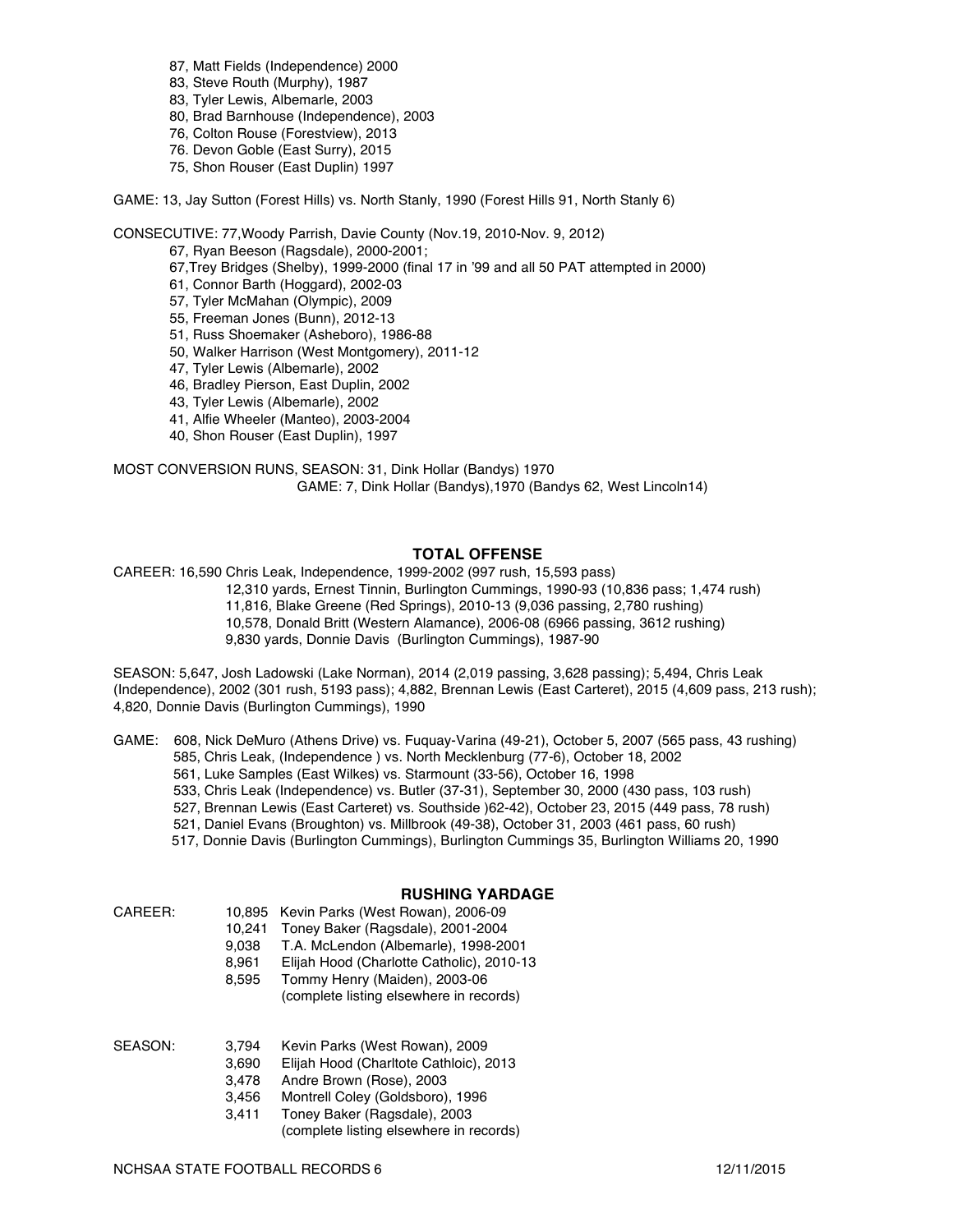87, Matt Fields (Independence) 2000
83, Steve Routh (Murphy), 1987
83, Tyler Lewis, Albemarle, 2003
80, Brad Barnhouse (Independence), 2003
76, Colton Rouse (Forestview), 2013
76. Devon Goble (East Surry), 2015
75, Shon Rouser (East Duplin) 1997

GAME: 13, Jay Sutton (Forest Hills) vs. North Stanly, 1990 (Forest Hills 91, North Stanly 6)

CONSECUTIVE: 77,Woody Parrish, Davie County (Nov.19, 2010-Nov. 9, 2012)
67, Ryan Beeson (Ragsdale), 2000-2001;
67,Trey Bridges (Shelby), 1999-2000 (final 17 in '99 and all 50 PAT attempted in 2000)
61, Connor Barth (Hoggard), 2002-03
57, Tyler McMahan (Olympic), 2009
55, Freeman Jones (Bunn), 2012-13
51, Russ Shoemaker (Asheboro), 1986-88
50, Walker Harrison (West Montgomery), 2011-12
47, Tyler Lewis (Albemarle), 2002
46, Bradley Pierson, East Duplin, 2002
43, Tyler Lewis (Albemarle), 2002
41, Alfie Wheeler (Manteo), 2003-2004
40, Shon Rouser (East Duplin), 1997

MOST CONVERSION RUNS, SEASON: 31, Dink Hollar (Bandys) 1970
GAME: 7, Dink Hollar (Bandys),1970 (Bandys 62, West Lincoln14)

## TOTAL OFFENSE

CAREER: 16,590 Chris Leak, Independence, 1999-2002 (997 rush, 15,593 pass)
12,310 yards, Ernest Tinnin, Burlington Cummings, 1990-93 (10,836 pass; 1,474 rush)
11,816, Blake Greene (Red Springs), 2010-13 (9,036 passing, 2,780 rushing)
10,578, Donald Britt (Western Alamance), 2006-08 (6966 passing, 3612 rushing)
9,830 yards, Donnie Davis (Burlington Cummings), 1987-90

SEASON: 5,647, Josh Ladowski (Lake Norman), 2014 (2,019 passing, 3,628 passing); 5,494, Chris Leak (Independence), 2002 (301 rush, 5193 pass); 4,882, Brennan Lewis (East Carteret), 2015 (4,609 pass, 213 rush); 4,820, Donnie Davis (Burlington Cummings), 1990

GAME: 608, Nick DeMuro (Athens Drive) vs. Fuquay-Varina (49-21), October 5, 2007 (565 pass, 43 rushing)
585, Chris Leak, (Independence ) vs. North Mecklenburg (77-6), October 18, 2002
561, Luke Samples (East Wilkes) vs. Starmount (33-56), October 16, 1998
533, Chris Leak (Independence) vs. Butler (37-31), September 30, 2000 (430 pass, 103 rush)
527, Brennan Lewis (East Carteret) vs. Southside )62-42), October 23, 2015 (449 pass, 78 rush)
521, Daniel Evans (Broughton) vs. Millbrook (49-38), October 31, 2003 (461 pass, 60 rush)
517, Donnie Davis (Burlington Cummings), Burlington Cummings 35, Burlington Williams 20, 1990

## RUSHING YARDAGE

CAREER:
10,895 Kevin Parks (West Rowan), 2006-09
10,241 Toney Baker (Ragsdale), 2001-2004
9,038 T.A. McLendon (Albemarle), 1998-2001
8,961 Elijah Hood (Charlotte Catholic), 2010-13
8,595 Tommy Henry (Maiden), 2003-06
(complete listing elsewhere in records)

SEASON:
3,794 Kevin Parks (West Rowan), 2009
3,690 Elijah Hood (Charltote Cathloic), 2013
3,478 Andre Brown (Rose), 2003
3,456 Montrell Coley (Goldsboro), 1996
3,411 Toney Baker (Ragsdale), 2003
(complete listing elsewhere in records)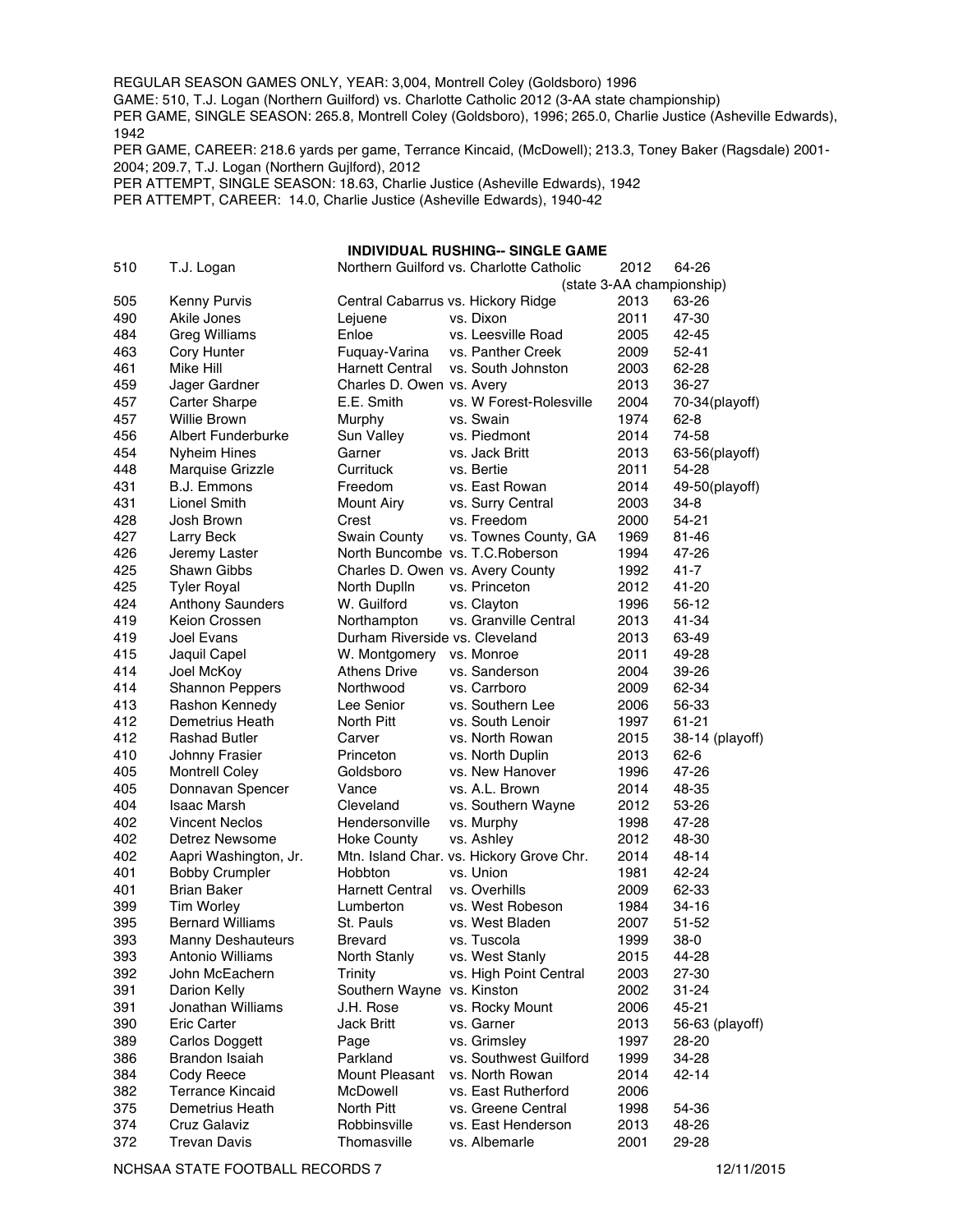REGULAR SEASON GAMES ONLY, YEAR: 3,004, Montrell Coley (Goldsboro) 1996
GAME: 510, T.J. Logan (Northern Guilford) vs. Charlotte Catholic 2012 (3-AA state championship)
PER GAME, SINGLE SEASON: 265.8, Montrell Coley (Goldsboro), 1996; 265.0, Charlie Justice (Asheville Edwards), 1942
PER GAME, CAREER: 218.6 yards per game, Terrance Kincaid, (McDowell); 213.3, Toney Baker (Ragsdale) 2001-2004; 209.7, T.J. Logan (Northern Gujlford), 2012
PER ATTEMPT, SINGLE SEASON: 18.63, Charlie Justice (Asheville Edwards), 1942
PER ATTEMPT, CAREER: 14.0, Charlie Justice (Asheville Edwards), 1940-42

### INDIVIDUAL RUSHING-- SINGLE GAME

| Yards | Player | School | Opponent | Year | Score |
|---|---|---|---|---|---|
| 510 | T.J. Logan | Northern Guilford | vs. Charlotte Catholic | 2012 | 64-26 (state 3-AA championship) |
| 505 | Kenny Purvis | Central Cabarrus | vs. Hickory Ridge | 2013 | 63-26 |
| 490 | Akile Jones | Lejuene | vs. Dixon | 2011 | 47-30 |
| 484 | Greg Williams | Enloe | vs. Leesville Road | 2005 | 42-45 |
| 463 | Cory Hunter | Fuquay-Varina | vs. Panther Creek | 2009 | 52-41 |
| 461 | Mike Hill | Harnett Central | vs. South Johnston | 2003 | 62-28 |
| 459 | Jager Gardner | Charles D. Owen | vs. Avery | 2013 | 36-27 |
| 457 | Carter Sharpe | E.E. Smith | vs. W Forest-Rolesville | 2004 | 70-34(playoff) |
| 457 | Willie Brown | Murphy | vs. Swain | 1974 | 62-8 |
| 456 | Albert Funderburke | Sun Valley | vs. Piedmont | 2014 | 74-58 |
| 454 | Nyheim Hines | Garner | vs. Jack Britt | 2013 | 63-56(playoff) |
| 448 | Marquise Grizzle | Currituck | vs. Bertie | 2011 | 54-28 |
| 431 | B.J. Emmons | Freedom | vs. East Rowan | 2014 | 49-50(playoff) |
| 431 | Lionel Smith | Mount Airy | vs. Surry Central | 2003 | 34-8 |
| 428 | Josh Brown | Crest | vs. Freedom | 2000 | 54-21 |
| 427 | Larry Beck | Swain County | vs. Townes County, GA | 1969 | 81-46 |
| 426 | Jeremy Laster | North Buncombe | vs. T.C.Roberson | 1994 | 47-26 |
| 425 | Shawn Gibbs | Charles D. Owen | vs. Avery County | 1992 | 41-7 |
| 425 | Tyler Royal | North Duplln | vs. Princeton | 2012 | 41-20 |
| 424 | Anthony Saunders | W. Guilford | vs. Clayton | 1996 | 56-12 |
| 419 | Keion Crossen | Northampton | vs. Granville Central | 2013 | 41-34 |
| 419 | Joel Evans | Durham Riverside | vs. Cleveland | 2013 | 63-49 |
| 415 | Jaquil Capel | W. Montgomery | vs. Monroe | 2011 | 49-28 |
| 414 | Joel McKoy | Athens Drive | vs. Sanderson | 2004 | 39-26 |
| 414 | Shannon Peppers | Northwood | vs. Carrboro | 2009 | 62-34 |
| 413 | Rashon Kennedy | Lee Senior | vs. Southern Lee | 2006 | 56-33 |
| 412 | Demetrius Heath | North Pitt | vs. South Lenoir | 1997 | 61-21 |
| 412 | Rashad Butler | Carver | vs. North Rowan | 2015 | 38-14 (playoff) |
| 410 | Johnny Frasier | Princeton | vs. North Duplin | 2013 | 62-6 |
| 405 | Montrell Coley | Goldsboro | vs. New Hanover | 1996 | 47-26 |
| 405 | Donnavan Spencer | Vance | vs. A.L. Brown | 2014 | 48-35 |
| 404 | Isaac Marsh | Cleveland | vs. Southern Wayne | 2012 | 53-26 |
| 402 | Vincent Neclos | Hendersonville | vs. Murphy | 1998 | 47-28 |
| 402 | Detrez Newsome | Hoke County | vs. Ashley | 2012 | 48-30 |
| 402 | Aapri Washington, Jr. | Mtn. Island Char. | vs. Hickory Grove Chr. | 2014 | 48-14 |
| 401 | Bobby Crumpler | Hobbton | vs. Union | 1981 | 42-24 |
| 401 | Brian Baker | Harnett Central | vs. Overhills | 2009 | 62-33 |
| 399 | Tim Worley | Lumberton | vs. West Robeson | 1984 | 34-16 |
| 395 | Bernard Williams | St. Pauls | vs. West Bladen | 2007 | 51-52 |
| 393 | Manny Deshauteurs | Brevard | vs. Tuscola | 1999 | 38-0 |
| 393 | Antonio Williams | North Stanly | vs. West Stanly | 2015 | 44-28 |
| 392 | John McEachern | Trinity | vs. High Point Central | 2003 | 27-30 |
| 391 | Darion Kelly | Southern Wayne | vs. Kinston | 2002 | 31-24 |
| 391 | Jonathan Williams | J.H. Rose | vs. Rocky Mount | 2006 | 45-21 |
| 390 | Eric Carter | Jack Britt | vs. Garner | 2013 | 56-63 (playoff) |
| 389 | Carlos Doggett | Page | vs. Grimsley | 1997 | 28-20 |
| 386 | Brandon Isaiah | Parkland | vs. Southwest Guilford | 1999 | 34-28 |
| 384 | Cody Reece | Mount Pleasant | vs. North Rowan | 2014 | 42-14 |
| 382 | Terrance Kincaid | McDowell | vs. East Rutherford | 2006 | |
| 375 | Demetrius Heath | North Pitt | vs. Greene Central | 1998 | 54-36 |
| 374 | Cruz Galaviz | Robbinsville | vs. East Henderson | 2013 | 48-26 |
| 372 | Trevan Davis | Thomasville | vs. Albemarle | 2001 | 29-28 |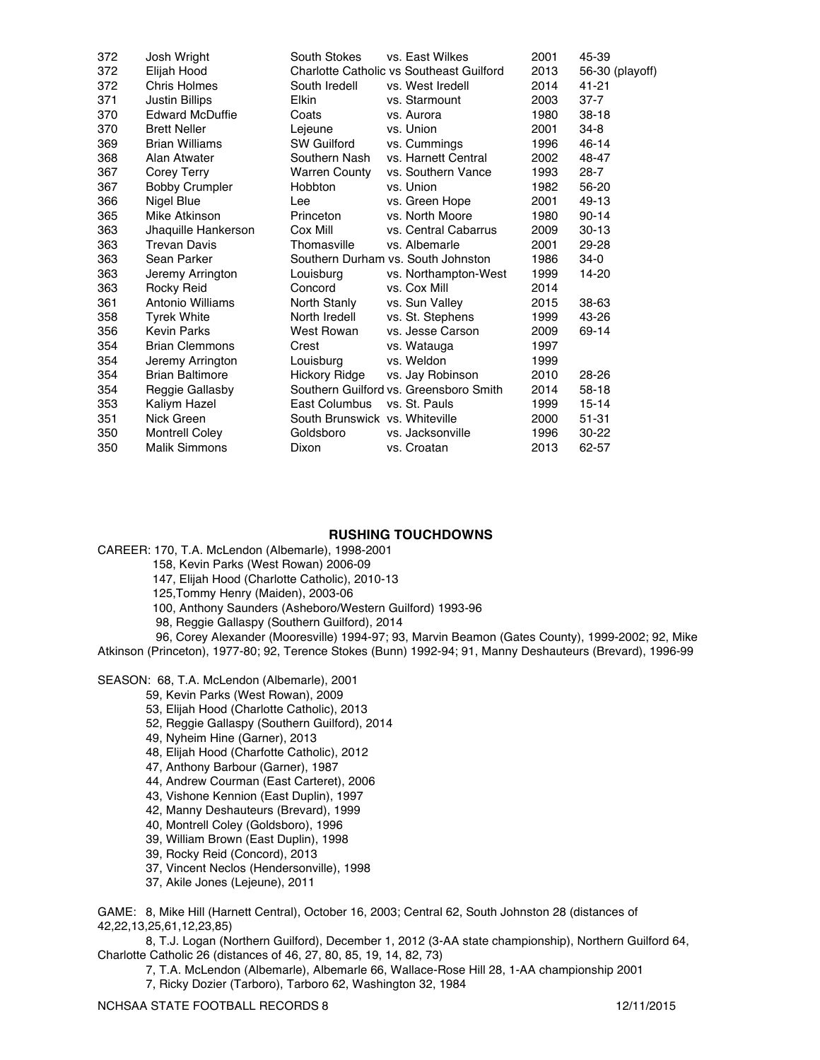| | | | | | |
|---|---|---|---|---|---|
| 372 | Josh Wright | South Stokes | vs. East Wilkes | 2001 | 45-39 |
| 372 | Elijah Hood | Charlotte Catholic | vs Southeast Guilford | 2013 | 56-30 (playoff) |
| 372 | Chris Holmes | South Iredell | vs. West Iredell | 2014 | 41-21 |
| 371 | Justin Billips | Elkin | vs. Starmount | 2003 | 37-7 |
| 370 | Edward McDuffie | Coats | vs. Aurora | 1980 | 38-18 |
| 370 | Brett Neller | Lejeune | vs. Union | 2001 | 34-8 |
| 369 | Brian Williams | SW Guilford | vs. Cummings | 1996 | 46-14 |
| 368 | Alan Atwater | Southern Nash | vs. Harnett Central | 2002 | 48-47 |
| 367 | Corey Terry | Warren County | vs. Southern Vance | 1993 | 28-7 |
| 367 | Bobby Crumpler | Hobbton | vs. Union | 1982 | 56-20 |
| 366 | Nigel Blue | Lee | vs. Green Hope | 2001 | 49-13 |
| 365 | Mike Atkinson | Princeton | vs. North Moore | 1980 | 90-14 |
| 363 | Jhaquille Hankerson | Cox Mill | vs. Central Cabarrus | 2009 | 30-13 |
| 363 | Trevan Davis | Thomasville | vs. Albemarle | 2001 | 29-28 |
| 363 | Sean Parker | Southern Durham | vs. South Johnston | 1986 | 34-0 |
| 363 | Jeremy Arrington | Louisburg | vs. Northampton-West | 1999 | 14-20 |
| 363 | Rocky Reid | Concord | vs. Cox Mill | 2014 | |
| 361 | Antonio Williams | North Stanly | vs. Sun Valley | 2015 | 38-63 |
| 358 | Tyrek White | North Iredell | vs. St. Stephens | 1999 | 43-26 |
| 356 | Kevin Parks | West Rowan | vs. Jesse Carson | 2009 | 69-14 |
| 354 | Brian Clemmons | Crest | vs. Watauga | 1997 | |
| 354 | Jeremy Arrington | Louisburg | vs. Weldon | 1999 | |
| 354 | Brian Baltimore | Hickory Ridge | vs. Jay Robinson | 2010 | 28-26 |
| 354 | Reggie Gallasby | Southern Guilford | vs. Greensboro Smith | 2014 | 58-18 |
| 353 | Kaliym Hazel | East Columbus | vs. St. Pauls | 1999 | 15-14 |
| 351 | Nick Green | South Brunswick | vs. Whiteville | 2000 | 51-31 |
| 350 | Montrell Coley | Goldsboro | vs. Jacksonville | 1996 | 30-22 |
| 350 | Malik Simmons | Dixon | vs. Croatan | 2013 | 62-57 |

## RUSHING TOUCHDOWNS

CAREER: 170, T.A. McLendon (Albemarle), 1998-2001
158, Kevin Parks (West Rowan) 2006-09
147, Elijah Hood (Charlotte Catholic), 2010-13
125,Tommy Henry (Maiden), 2003-06
100, Anthony Saunders (Asheboro/Western Guilford) 1993-96
98, Reggie Gallaspy (Southern Guilford), 2014
96, Corey Alexander (Mooresville) 1994-97; 93, Marvin Beamon (Gates County), 1999-2002; 92, Mike Atkinson (Princeton), 1977-80; 92, Terence Stokes (Bunn) 1992-94; 91, Manny Deshauteurs (Brevard), 1996-99

SEASON: 68, T.A. McLendon (Albemarle), 2001
59, Kevin Parks (West Rowan), 2009
53, Elijah Hood (Charlotte Catholic), 2013
52, Reggie Gallaspy (Southern Guilford), 2014
49, Nyheim Hine (Garner), 2013
48, Elijah Hood (Charfotte Catholic), 2012
47, Anthony Barbour (Garner), 1987
44, Andrew Courman (East Carteret), 2006
43, Vishone Kennion (East Duplin), 1997
42, Manny Deshauteurs (Brevard), 1999
40, Montrell Coley (Goldsboro), 1996
39, William Brown (East Duplin), 1998
39, Rocky Reid (Concord), 2013
37, Vincent Neclos (Hendersonville), 1998
37, Akile Jones (Lejeune), 2011

GAME: 8, Mike Hill (Harnett Central), October 16, 2003; Central 62, South Johnston 28 (distances of 42,22,13,25,61,12,23,85)
8, T.J. Logan (Northern Guilford), December 1, 2012 (3-AA state championship), Northern Guilford 64, Charlotte Catholic 26 (distances of 46, 27, 80, 85, 19, 14, 82, 73)
7, T.A. McLendon (Albemarle), Albemarle 66, Wallace-Rose Hill 28, 1-AA championship 2001
7, Ricky Dozier (Tarboro), Tarboro 62, Washington 32, 1984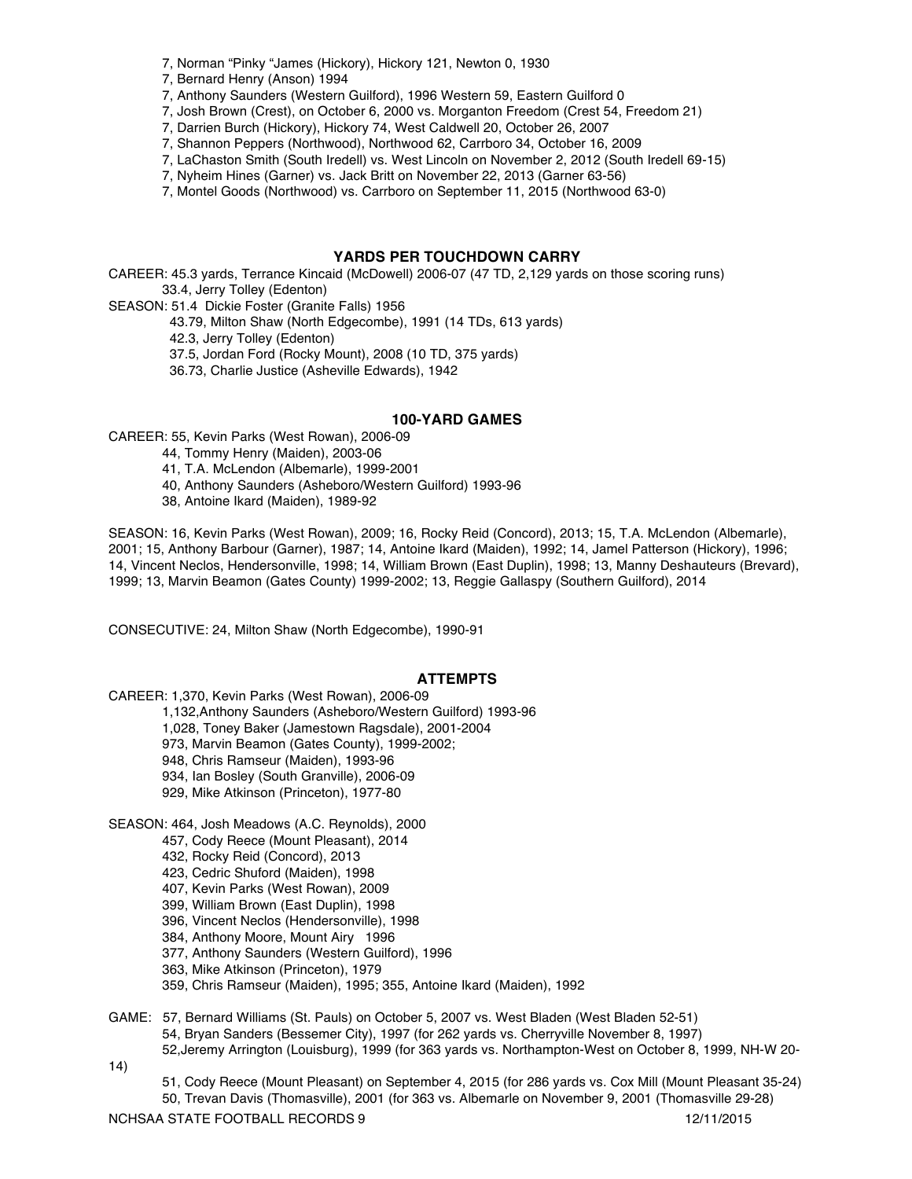7, Norman "Pinky "James (Hickory), Hickory 121, Newton 0, 1930
7, Bernard Henry (Anson) 1994
7, Anthony Saunders (Western Guilford), 1996 Western 59, Eastern Guilford 0
7, Josh Brown (Crest), on October 6, 2000 vs. Morganton Freedom (Crest 54, Freedom 21)
7, Darrien Burch (Hickory), Hickory 74, West Caldwell 20, October 26, 2007
7, Shannon Peppers (Northwood), Northwood 62, Carrboro 34, October 16, 2009
7, LaChaston Smith (South Iredell) vs. West Lincoln on November 2, 2012 (South Iredell 69-15)
7, Nyheim Hines (Garner) vs. Jack Britt on November 22, 2013 (Garner 63-56)
7, Montel Goods (Northwood) vs. Carrboro on September 11, 2015 (Northwood 63-0)

## YARDS PER TOUCHDOWN CARRY

CAREER: 45.3 yards, Terrance Kincaid (McDowell) 2006-07 (47 TD, 2,129 yards on those scoring runs)
33.4, Jerry Tolley (Edenton)

SEASON: 51.4 Dickie Foster (Granite Falls) 1956
43.79, Milton Shaw (North Edgecombe), 1991 (14 TDs, 613 yards)
42.3, Jerry Tolley (Edenton)
37.5, Jordan Ford (Rocky Mount), 2008 (10 TD, 375 yards)
36.73, Charlie Justice (Asheville Edwards), 1942

## 100-YARD GAMES

CAREER: 55, Kevin Parks (West Rowan), 2006-09
44, Tommy Henry (Maiden), 2003-06
41, T.A. McLendon (Albemarle), 1999-2001
40, Anthony Saunders (Asheboro/Western Guilford) 1993-96
38, Antoine Ikard (Maiden), 1989-92

SEASON: 16, Kevin Parks (West Rowan), 2009; 16, Rocky Reid (Concord), 2013; 15, T.A. McLendon (Albemarle), 2001; 15, Anthony Barbour (Garner), 1987; 14, Antoine Ikard (Maiden), 1992; 14, Jamel Patterson (Hickory), 1996; 14, Vincent Neclos, Hendersonville, 1998; 14, William Brown (East Duplin), 1998; 13, Manny Deshauteurs (Brevard), 1999; 13, Marvin Beamon (Gates County) 1999-2002; 13, Reggie Gallaspy (Southern Guilford), 2014

CONSECUTIVE: 24, Milton Shaw (North Edgecombe), 1990-91

## ATTEMPTS

CAREER: 1,370, Kevin Parks (West Rowan), 2006-09
1,132,Anthony Saunders (Asheboro/Western Guilford) 1993-96
1,028, Toney Baker (Jamestown Ragsdale), 2001-2004
973, Marvin Beamon (Gates County), 1999-2002;
948, Chris Ramseur (Maiden), 1993-96
934, Ian Bosley (South Granville), 2006-09
929, Mike Atkinson (Princeton), 1977-80

SEASON: 464, Josh Meadows (A.C. Reynolds), 2000
457, Cody Reece (Mount Pleasant), 2014
432, Rocky Reid (Concord), 2013
423, Cedric Shuford (Maiden), 1998
407, Kevin Parks (West Rowan), 2009
399, William Brown (East Duplin), 1998
396, Vincent Neclos (Hendersonville), 1998
384, Anthony Moore, Mount Airy 1996
377, Anthony Saunders (Western Guilford), 1996
363, Mike Atkinson (Princeton), 1979
359, Chris Ramseur (Maiden), 1995; 355, Antoine Ikard (Maiden), 1992

GAME: 57, Bernard Williams (St. Pauls) on October 5, 2007 vs. West Bladen (West Bladen 52-51)
54, Bryan Sanders (Bessemer City), 1997 (for 262 yards vs. Cherryville November 8, 1997)
52,Jeremy Arrington (Louisburg), 1999 (for 363 yards vs. Northampton-West on October 8, 1999, NH-W 20-14)
51, Cody Reece (Mount Pleasant) on September 4, 2015 (for 286 yards vs. Cox Mill (Mount Pleasant 35-24)
50, Trevan Davis (Thomasville), 2001 (for 363 vs. Albemarle on November 9, 2001 (Thomasville 29-28)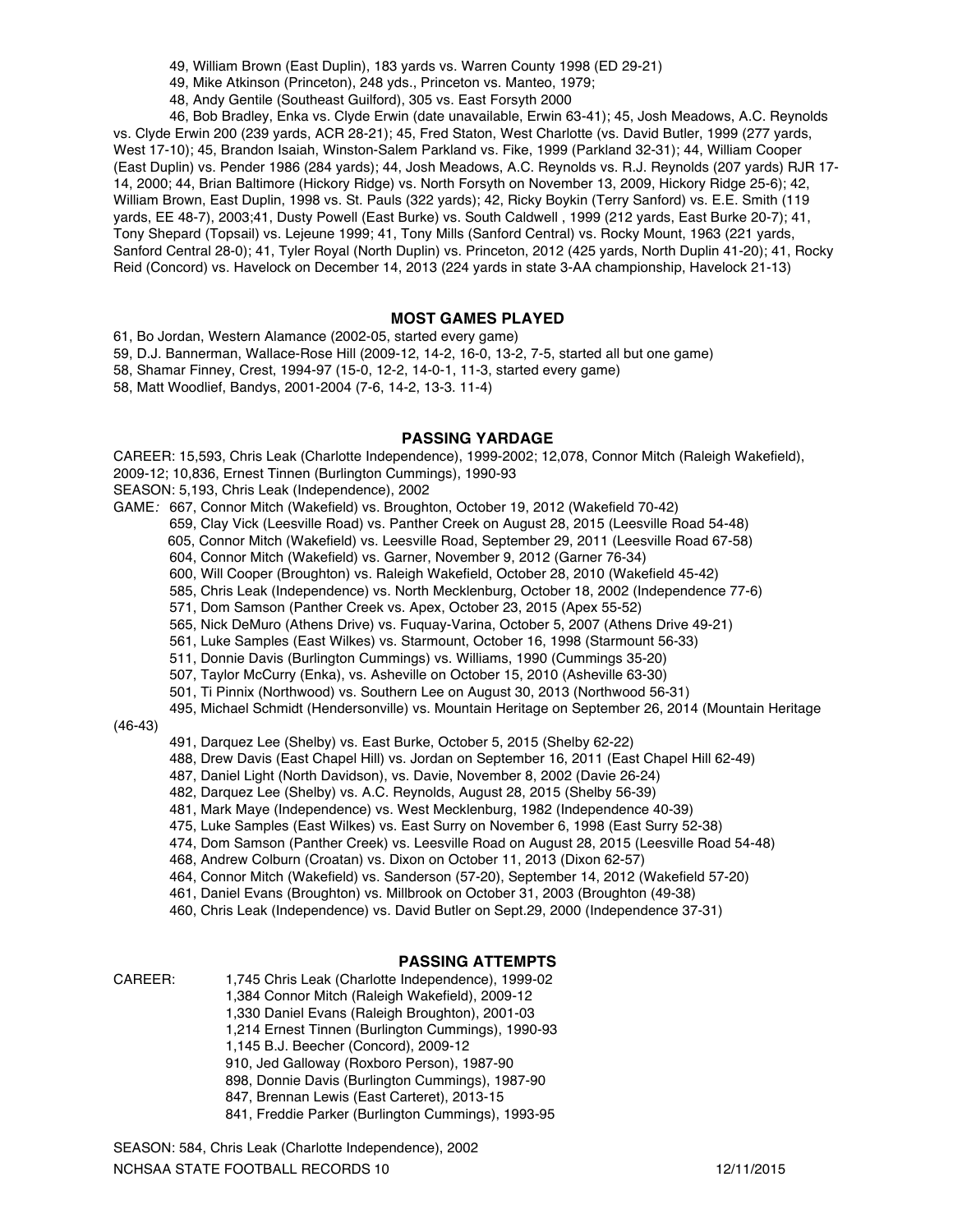49, William Brown (East Duplin), 183 yards vs. Warren County 1998 (ED 29-21)

49, Mike Atkinson (Princeton), 248 yds., Princeton vs. Manteo, 1979;

48, Andy Gentile (Southeast Guilford), 305 vs. East Forsyth 2000

46, Bob Bradley, Enka vs. Clyde Erwin (date unavailable, Erwin 63-41); 45, Josh Meadows, A.C. Reynolds vs. Clyde Erwin 200 (239 yards, ACR 28-21); 45, Fred Staton, West Charlotte (vs. David Butler, 1999 (277 yards, West 17-10); 45, Brandon Isaiah, Winston-Salem Parkland vs. Fike, 1999 (Parkland 32-31); 44, William Cooper (East Duplin) vs. Pender 1986 (284 yards); 44, Josh Meadows, A.C. Reynolds vs. R.J. Reynolds (207 yards) RJR 17-14, 2000; 44, Brian Baltimore (Hickory Ridge) vs. North Forsyth on November 13, 2009, Hickory Ridge 25-6); 42, William Brown, East Duplin, 1998 vs. St. Pauls (322 yards); 42, Ricky Boykin (Terry Sanford) vs. E.E. Smith (119 yards, EE 48-7), 2003;41, Dusty Powell (East Burke) vs. South Caldwell , 1999 (212 yards, East Burke 20-7); 41, Tony Shepard (Topsail) vs. Lejeune 1999; 41, Tony Mills (Sanford Central) vs. Rocky Mount, 1963 (221 yards, Sanford Central 28-0); 41, Tyler Royal (North Duplin) vs. Princeton, 2012 (425 yards, North Duplin 41-20); 41, Rocky Reid (Concord) vs. Havelock on December 14, 2013 (224 yards in state 3-AA championship, Havelock 21-13)

## MOST GAMES PLAYED

61, Bo Jordan, Western Alamance (2002-05, started every game)

59, D.J. Bannerman, Wallace-Rose Hill (2009-12, 14-2, 16-0, 13-2, 7-5, started all but one game)

58, Shamar Finney, Crest, 1994-97 (15-0, 12-2, 14-0-1, 11-3, started every game)

58, Matt Woodlief, Bandys, 2001-2004 (7-6, 14-2, 13-3. 11-4)

## PASSING YARDAGE

CAREER: 15,593, Chris Leak (Charlotte Independence), 1999-2002; 12,078, Connor Mitch (Raleigh Wakefield), 2009-12; 10,836, Ernest Tinnen (Burlington Cummings), 1990-93

SEASON: 5,193, Chris Leak (Independence), 2002

GAME*:* 667, Connor Mitch (Wakefield) vs. Broughton, October 19, 2012 (Wakefield 70-42)

659, Clay Vick (Leesville Road) vs. Panther Creek on August 28, 2015 (Leesville Road 54-48)

605, Connor Mitch (Wakefield) vs. Leesville Road, September 29, 2011 (Leesville Road 67-58)

604, Connor Mitch (Wakefield) vs. Garner, November 9, 2012 (Garner 76-34)

600, Will Cooper (Broughton) vs. Raleigh Wakefield, October 28, 2010 (Wakefield 45-42)

585, Chris Leak (Independence) vs. North Mecklenburg, October 18, 2002 (Independence 77-6)

571, Dom Samson (Panther Creek vs. Apex, October 23, 2015 (Apex 55-52)

565, Nick DeMuro (Athens Drive) vs. Fuquay-Varina, October 5, 2007 (Athens Drive 49-21)

561, Luke Samples (East Wilkes) vs. Starmount, October 16, 1998 (Starmount 56-33)

511, Donnie Davis (Burlington Cummings) vs. Williams, 1990 (Cummings 35-20)

507, Taylor McCurry (Enka), vs. Asheville on October 15, 2010 (Asheville 63-30)

501, Ti Pinnix (Northwood) vs. Southern Lee on August 30, 2013 (Northwood 56-31)

495, Michael Schmidt (Hendersonville) vs. Mountain Heritage on September 26, 2014 (Mountain Heritage (46-43)

491, Darquez Lee (Shelby) vs. East Burke, October 5, 2015 (Shelby 62-22)

488, Drew Davis (East Chapel Hill) vs. Jordan on September 16, 2011 (East Chapel Hill 62-49)

487, Daniel Light (North Davidson), vs. Davie, November 8, 2002 (Davie 26-24)

482, Darquez Lee (Shelby) vs. A.C. Reynolds, August 28, 2015 (Shelby 56-39)

481, Mark Maye (Independence) vs. West Mecklenburg, 1982 (Independence 40-39)

475, Luke Samples (East Wilkes) vs. East Surry on November 6, 1998 (East Surry 52-38)

474, Dom Samson (Panther Creek) vs. Leesville Road on August 28, 2015 (Leesville Road 54-48)

468, Andrew Colburn (Croatan) vs. Dixon on October 11, 2013 (Dixon 62-57)

464, Connor Mitch (Wakefield) vs. Sanderson (57-20), September 14, 2012 (Wakefield 57-20)

461, Daniel Evans (Broughton) vs. Millbrook on October 31, 2003 (Broughton (49-38)

460, Chris Leak (Independence) vs. David Butler on Sept.29, 2000 (Independence 37-31)

## PASSING ATTEMPTS

CAREER:
1,745 Chris Leak (Charlotte Independence), 1999-02
1,384 Connor Mitch (Raleigh Wakefield), 2009-12
1,330 Daniel Evans (Raleigh Broughton), 2001-03
1,214 Ernest Tinnen (Burlington Cummings), 1990-93
1,145 B.J. Beecher (Concord), 2009-12
910, Jed Galloway (Roxboro Person), 1987-90
898, Donnie Davis (Burlington Cummings), 1987-90
847, Brennan Lewis (East Carteret), 2013-15
841, Freddie Parker (Burlington Cummings), 1993-95

SEASON: 584, Chris Leak (Charlotte Independence), 2002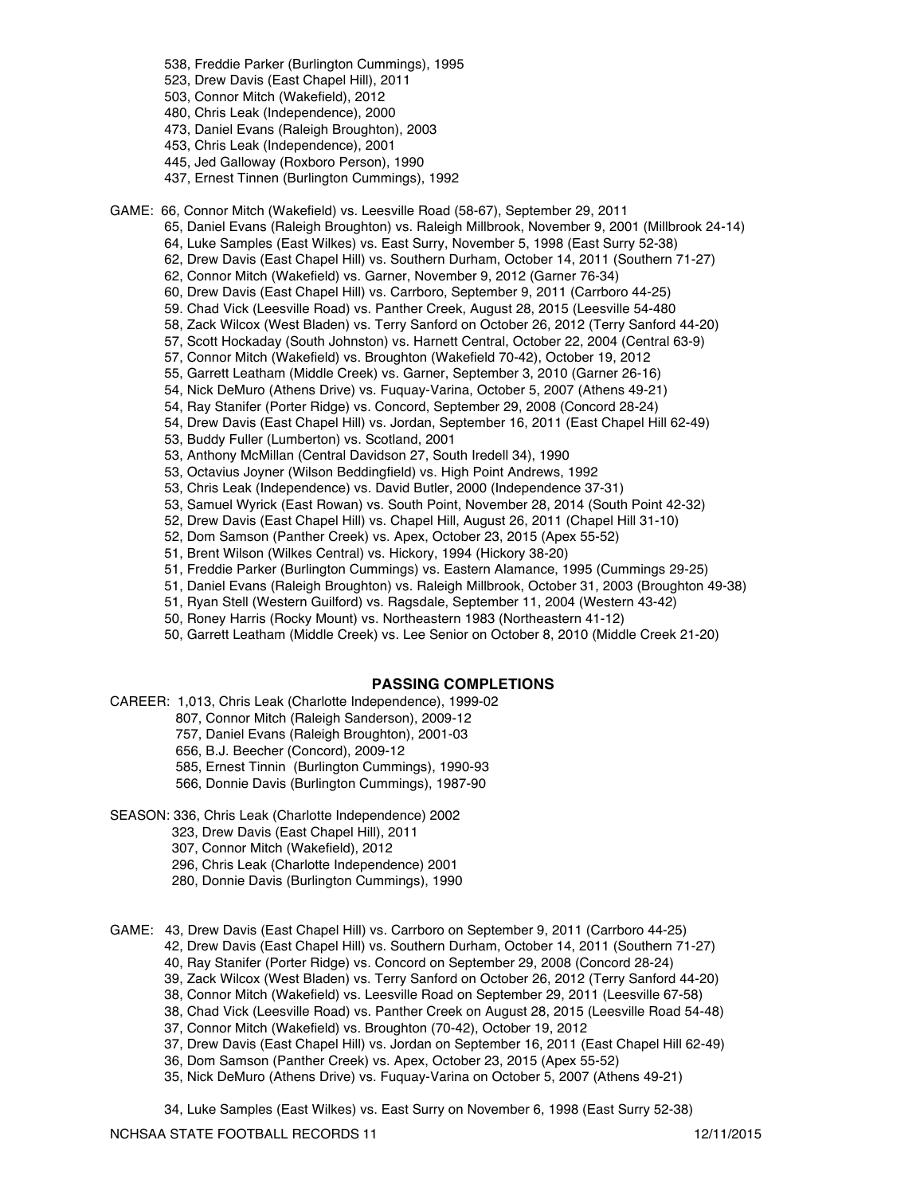538, Freddie Parker (Burlington Cummings), 1995
523, Drew Davis (East Chapel Hill), 2011
503, Connor Mitch (Wakefield), 2012
480, Chris Leak (Independence), 2000
473, Daniel Evans (Raleigh Broughton), 2003
453, Chris Leak (Independence), 2001
445, Jed Galloway (Roxboro Person), 1990
437, Ernest Tinnen (Burlington Cummings), 1992

GAME: 66, Connor Mitch (Wakefield) vs. Leesville Road (58-67), September 29, 2011
65, Daniel Evans (Raleigh Broughton) vs. Raleigh Millbrook, November 9, 2001 (Millbrook 24-14)
64, Luke Samples (East Wilkes) vs. East Surry, November 5, 1998 (East Surry 52-38)
62, Drew Davis (East Chapel Hill) vs. Southern Durham, October 14, 2011 (Southern 71-27)
62, Connor Mitch (Wakefield) vs. Garner, November 9, 2012 (Garner 76-34)
60, Drew Davis (East Chapel Hill) vs. Carrboro, September 9, 2011 (Carrboro 44-25)
59. Chad Vick (Leesville Road) vs. Panther Creek, August 28, 2015 (Leesville 54-480
58, Zack Wilcox (West Bladen) vs. Terry Sanford on October 26, 2012 (Terry Sanford 44-20)
57, Scott Hockaday (South Johnston) vs. Harnett Central, October 22, 2004 (Central 63-9)
57, Connor Mitch (Wakefield) vs. Broughton (Wakefield 70-42), October 19, 2012
55, Garrett Leatham (Middle Creek) vs. Garner, September 3, 2010 (Garner 26-16)
54, Nick DeMuro (Athens Drive) vs. Fuquay-Varina, October 5, 2007 (Athens 49-21)
54, Ray Stanifer (Porter Ridge) vs. Concord, September 29, 2008 (Concord 28-24)
54, Drew Davis (East Chapel Hill) vs. Jordan, September 16, 2011 (East Chapel Hill 62-49)
53, Buddy Fuller (Lumberton) vs. Scotland, 2001
53, Anthony McMillan (Central Davidson 27, South Iredell 34), 1990
53, Octavius Joyner (Wilson Beddingfield) vs. High Point Andrews, 1992
53, Chris Leak (Independence) vs. David Butler, 2000 (Independence 37-31)
53, Samuel Wyrick (East Rowan) vs. South Point, November 28, 2014 (South Point 42-32)
52, Drew Davis (East Chapel Hill) vs. Chapel Hill, August 26, 2011 (Chapel Hill 31-10)
52, Dom Samson (Panther Creek) vs. Apex, October 23, 2015 (Apex 55-52)
51, Brent Wilson (Wilkes Central) vs. Hickory, 1994 (Hickory 38-20)
51, Freddie Parker (Burlington Cummings) vs. Eastern Alamance, 1995 (Cummings 29-25)
51, Daniel Evans (Raleigh Broughton) vs. Raleigh Millbrook, October 31, 2003 (Broughton 49-38)
51, Ryan Stell (Western Guilford) vs. Ragsdale, September 11, 2004 (Western 43-42)
50, Roney Harris (Rocky Mount) vs. Northeastern 1983 (Northeastern 41-12)
50, Garrett Leatham (Middle Creek) vs. Lee Senior on October 8, 2010 (Middle Creek 21-20)

## PASSING COMPLETIONS

CAREER: 1,013, Chris Leak (Charlotte Independence), 1999-02
807, Connor Mitch (Raleigh Sanderson), 2009-12
757, Daniel Evans (Raleigh Broughton), 2001-03
656, B.J. Beecher (Concord), 2009-12
585, Ernest Tinnin (Burlington Cummings), 1990-93
566, Donnie Davis (Burlington Cummings), 1987-90

SEASON: 336, Chris Leak (Charlotte Independence) 2002
323, Drew Davis (East Chapel Hill), 2011
307, Connor Mitch (Wakefield), 2012
296, Chris Leak (Charlotte Independence) 2001
280, Donnie Davis (Burlington Cummings), 1990

GAME: 43, Drew Davis (East Chapel Hill) vs. Carrboro on September 9, 2011 (Carrboro 44-25)
42, Drew Davis (East Chapel Hill) vs. Southern Durham, October 14, 2011 (Southern 71-27)
40, Ray Stanifer (Porter Ridge) vs. Concord on September 29, 2008 (Concord 28-24)
39, Zack Wilcox (West Bladen) vs. Terry Sanford on October 26, 2012 (Terry Sanford 44-20)
38, Connor Mitch (Wakefield) vs. Leesville Road on September 29, 2011 (Leesville 67-58)
38, Chad Vick (Leesville Road) vs. Panther Creek on August 28, 2015 (Leesville Road 54-48)
37, Connor Mitch (Wakefield) vs. Broughton (70-42), October 19, 2012
37, Drew Davis (East Chapel Hill) vs. Jordan on September 16, 2011 (East Chapel Hill 62-49)
36, Dom Samson (Panther Creek) vs. Apex, October 23, 2015 (Apex 55-52)
35, Nick DeMuro (Athens Drive) vs. Fuquay-Varina on October 5, 2007 (Athens 49-21)

34, Luke Samples (East Wilkes) vs. East Surry on November 6, 1998 (East Surry 52-38)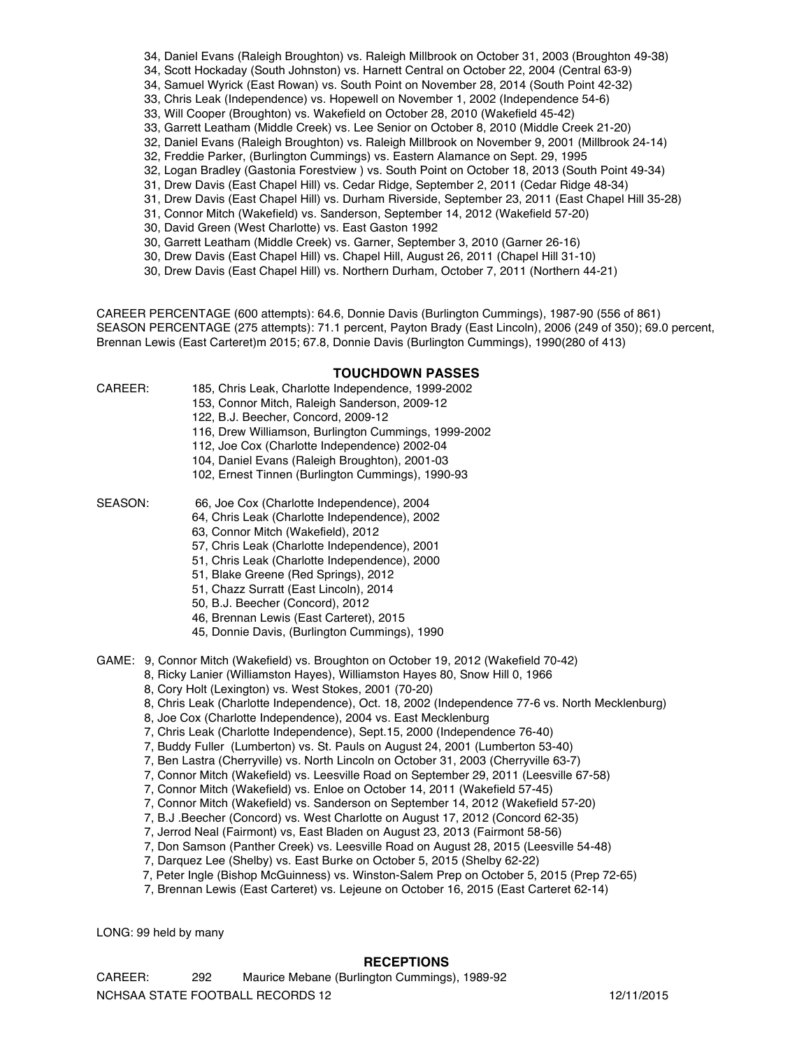34, Daniel Evans (Raleigh Broughton) vs. Raleigh Millbrook on October 31, 2003 (Broughton 49-38)
34, Scott Hockaday (South Johnston) vs. Harnett Central on October 22, 2004 (Central 63-9)
34, Samuel Wyrick (East Rowan) vs. South Point on November 28, 2014 (South Point 42-32)
33, Chris Leak (Independence) vs. Hopewell on November 1, 2002 (Independence 54-6)
33, Will Cooper (Broughton) vs. Wakefield on October 28, 2010 (Wakefield 45-42)
33, Garrett Leatham (Middle Creek) vs. Lee Senior on October 8, 2010 (Middle Creek 21-20)
32, Daniel Evans (Raleigh Broughton) vs. Raleigh Millbrook on November 9, 2001 (Millbrook 24-14)
32, Freddie Parker, (Burlington Cummings) vs. Eastern Alamance on Sept. 29, 1995
32, Logan Bradley (Gastonia Forestview ) vs. South Point on October 18, 2013 (South Point 49-34)
31, Drew Davis (East Chapel Hill) vs. Cedar Ridge, September 2, 2011 (Cedar Ridge 48-34)
31, Drew Davis (East Chapel Hill) vs. Durham Riverside, September 23, 2011 (East Chapel Hill 35-28)
31, Connor Mitch (Wakefield) vs. Sanderson, September 14, 2012 (Wakefield 57-20)
30, David Green (West Charlotte) vs. East Gaston 1992
30, Garrett Leatham (Middle Creek) vs. Garner, September 3, 2010 (Garner 26-16)
30, Drew Davis (East Chapel Hill) vs. Chapel Hill, August 26, 2011 (Chapel Hill 31-10)
30, Drew Davis (East Chapel Hill) vs. Northern Durham, October 7, 2011 (Northern 44-21)

CAREER PERCENTAGE (600 attempts): 64.6, Donnie Davis (Burlington Cummings), 1987-90 (556 of 861)
SEASON PERCENTAGE (275 attempts): 71.1 percent, Payton Brady (East Lincoln), 2006 (249 of 350); 69.0 percent, Brennan Lewis (East Carteret)m 2015; 67.8, Donnie Davis (Burlington Cummings), 1990(280 of 413)

## TOUCHDOWN PASSES

CAREER:
185, Chris Leak, Charlotte Independence, 1999-2002
153, Connor Mitch, Raleigh Sanderson, 2009-12
122, B.J. Beecher, Concord, 2009-12
116, Drew Williamson, Burlington Cummings, 1999-2002
112, Joe Cox (Charlotte Independence) 2002-04
104, Daniel Evans (Raleigh Broughton), 2001-03
102, Ernest Tinnen (Burlington Cummings), 1990-93

SEASON:
66, Joe Cox (Charlotte Independence), 2004
64, Chris Leak (Charlotte Independence), 2002
63, Connor Mitch (Wakefield), 2012
57, Chris Leak (Charlotte Independence), 2001
51, Chris Leak (Charlotte Independence), 2000
51, Blake Greene (Red Springs), 2012
51, Chazz Surratt (East Lincoln), 2014
50, B.J. Beecher (Concord), 2012
46, Brennan Lewis (East Carteret), 2015
45, Donnie Davis, (Burlington Cummings), 1990

GAME:
9, Connor Mitch (Wakefield) vs. Broughton on October 19, 2012 (Wakefield 70-42)
8, Ricky Lanier (Williamston Hayes), Williamston Hayes 80, Snow Hill 0, 1966
8, Cory Holt (Lexington) vs. West Stokes, 2001 (70-20)
8, Chris Leak (Charlotte Independence), Oct. 18, 2002 (Independence 77-6 vs. North Mecklenburg)
8, Joe Cox (Charlotte Independence), 2004 vs. East Mecklenburg
7, Chris Leak (Charlotte Independence), Sept.15, 2000 (Independence 76-40)
7, Buddy Fuller (Lumberton) vs. St. Pauls on August 24, 2001 (Lumberton 53-40)
7, Ben Lastra (Cherryville) vs. North Lincoln on October 31, 2003 (Cherryville 63-7)
7, Connor Mitch (Wakefield) vs. Leesville Road on September 29, 2011 (Leesville 67-58)
7, Connor Mitch (Wakefield) vs. Enloe on October 14, 2011 (Wakefield 57-45)
7, Connor Mitch (Wakefield) vs. Sanderson on September 14, 2012 (Wakefield 57-20)
7, B.J .Beecher (Concord) vs. West Charlotte on August 17, 2012 (Concord 62-35)
7, Jerrod Neal (Fairmont) vs, East Bladen on August 23, 2013 (Fairmont 58-56)
7, Don Samson (Panther Creek) vs. Leesville Road on August 28, 2015 (Leesville 54-48)
7, Darquez Lee (Shelby) vs. East Burke on October 5, 2015 (Shelby 62-22)
7, Peter Ingle (Bishop McGuinness) vs. Winston-Salem Prep on October 5, 2015 (Prep 72-65)
7, Brennan Lewis (East Carteret) vs. Lejeune on October 16, 2015 (East Carteret 62-14)

LONG: 99 held by many

## RECEPTIONS

CAREER: 292 Maurice Mebane (Burlington Cummings), 1989-92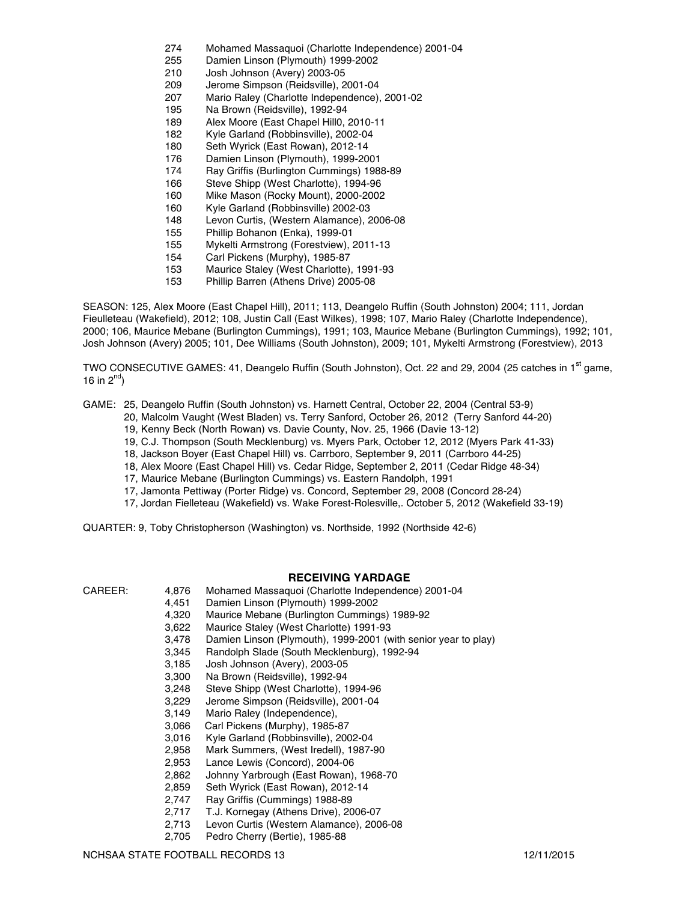| | |
|---|---|
| 274 | Mohamed Massaquoi (Charlotte Independence) 2001-04 |
| 255 | Damien Linson (Plymouth) 1999-2002 |
| 210 | Josh Johnson (Avery) 2003-05 |
| 209 | Jerome Simpson (Reidsville), 2001-04 |
| 207 | Mario Raley (Charlotte Independence), 2001-02 |
| 195 | Na Brown (Reidsville), 1992-94 |
| 189 | Alex Moore (East Chapel Hill0, 2010-11 |
| 182 | Kyle Garland (Robbinsville), 2002-04 |
| 180 | Seth Wyrick (East Rowan), 2012-14 |
| 176 | Damien Linson (Plymouth), 1999-2001 |
| 174 | Ray Griffis (Burlington Cummings) 1988-89 |
| 166 | Steve Shipp (West Charlotte), 1994-96 |
| 160 | Mike Mason (Rocky Mount), 2000-2002 |
| 160 | Kyle Garland (Robbinsville) 2002-03 |
| 148 | Levon Curtis, (Western Alamance), 2006-08 |
| 155 | Phillip Bohanon (Enka), 1999-01 |
| 155 | Mykelti Armstrong (Forestview), 2011-13 |
| 154 | Carl Pickens (Murphy), 1985-87 |
| 153 | Maurice Staley (West Charlotte), 1991-93 |
| 153 | Phillip Barren (Athens Drive) 2005-08 |

SEASON: 125, Alex Moore (East Chapel Hill), 2011; 113, Deangelo Ruffin (South Johnston) 2004; 111, Jordan Fieulleteau (Wakefield), 2012; 108, Justin Call (East Wilkes), 1998; 107, Mario Raley (Charlotte Independence), 2000; 106, Maurice Mebane (Burlington Cummings), 1991; 103, Maurice Mebane (Burlington Cummings), 1992; 101, Josh Johnson (Avery) 2005; 101, Dee Williams (South Johnston), 2009; 101, Mykelti Armstrong (Forestview), 2013

TWO CONSECUTIVE GAMES: 41, Deangelo Ruffin (South Johnston), Oct. 22 and 29, 2004 (25 catches in 1st game, 16 in 2nd)

GAME: 25, Deangelo Ruffin (South Johnston) vs. Harnett Central, October 22, 2004 (Central 53-9)
20, Malcolm Vaught (West Bladen) vs. Terry Sanford, October 26, 2012 (Terry Sanford 44-20)
19, Kenny Beck (North Rowan) vs. Davie County, Nov. 25, 1966 (Davie 13-12)
19, C.J. Thompson (South Mecklenburg) vs. Myers Park, October 12, 2012 (Myers Park 41-33)
18, Jackson Boyer (East Chapel Hill) vs. Carrboro, September 9, 2011 (Carrboro 44-25)
18, Alex Moore (East Chapel Hill) vs. Cedar Ridge, September 2, 2011 (Cedar Ridge 48-34)
17, Maurice Mebane (Burlington Cummings) vs. Eastern Randolph, 1991
17, Jamonta Pettiway (Porter Ridge) vs. Concord, September 29, 2008 (Concord 28-24)
17, Jordan Fielleteau (Wakefield) vs. Wake Forest-Rolesville,. October 5, 2012 (Wakefield 33-19)

QUARTER: 9, Toby Christopherson (Washington) vs. Northside, 1992 (Northside 42-6)

## RECEIVING YARDAGE

| CAREER: | | |
|---|---|---|
| | 4,876 | Mohamed Massaquoi (Charlotte Independence) 2001-04 |
| | 4,451 | Damien Linson (Plymouth) 1999-2002 |
| | 4,320 | Maurice Mebane (Burlington Cummings) 1989-92 |
| | 3,622 | Maurice Staley (West Charlotte) 1991-93 |
| | 3,478 | Damien Linson (Plymouth), 1999-2001 (with senior year to play) |
| | 3,345 | Randolph Slade (South Mecklenburg), 1992-94 |
| | 3,185 | Josh Johnson (Avery), 2003-05 |
| | 3,300 | Na Brown (Reidsville), 1992-94 |
| | 3,248 | Steve Shipp (West Charlotte), 1994-96 |
| | 3,229 | Jerome Simpson (Reidsville), 2001-04 |
| | 3,149 | Mario Raley (Independence), |
| | 3,066 | Carl Pickens (Murphy), 1985-87 |
| | 3,016 | Kyle Garland (Robbinsville), 2002-04 |
| | 2,958 | Mark Summers, (West Iredell), 1987-90 |
| | 2,953 | Lance Lewis (Concord), 2004-06 |
| | 2,862 | Johnny Yarbrough (East Rowan), 1968-70 |
| | 2,859 | Seth Wyrick (East Rowan), 2012-14 |
| | 2,747 | Ray Griffis (Cummings) 1988-89 |
| | 2,717 | T.J. Kornegay (Athens Drive), 2006-07 |
| | 2,713 | Levon Curtis (Western Alamance), 2006-08 |
| | 2,705 | Pedro Cherry (Bertie), 1985-88 |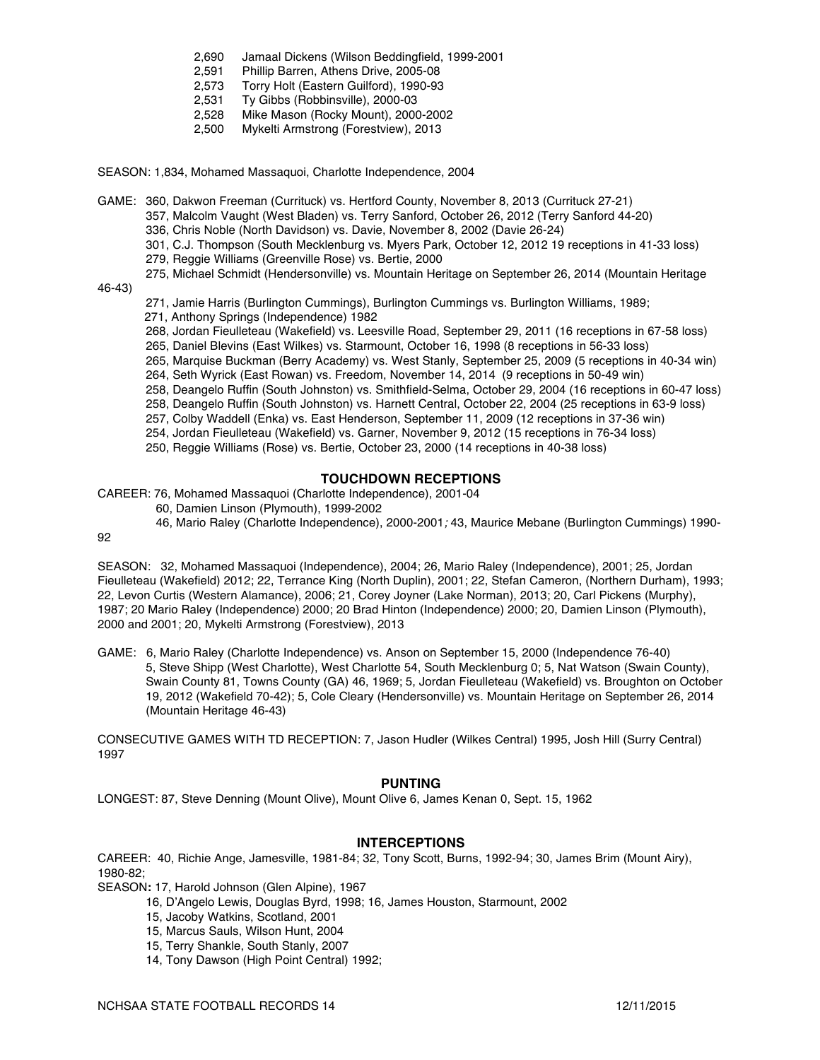2,690 Jamaal Dickens (Wilson Beddingfield, 1999-2001
2,591 Phillip Barren, Athens Drive, 2005-08
2,573 Torry Holt (Eastern Guilford), 1990-93
2,531 Ty Gibbs (Robbinsville), 2000-03
2,528 Mike Mason (Rocky Mount), 2000-2002
2,500 Mykelti Armstrong (Forestview), 2013

SEASON: 1,834, Mohamed Massaquoi, Charlotte Independence, 2004

GAME: 360, Dakwon Freeman (Currituck) vs. Hertford County, November 8, 2013 (Currituck 27-21)
357, Malcolm Vaught (West Bladen) vs. Terry Sanford, October 26, 2012 (Terry Sanford 44-20)
336, Chris Noble (North Davidson) vs. Davie, November 8, 2002 (Davie 26-24)
301, C.J. Thompson (South Mecklenburg vs. Myers Park, October 12, 2012 19 receptions in 41-33 loss)
279, Reggie Williams (Greenville Rose) vs. Bertie, 2000
275, Michael Schmidt (Hendersonville) vs. Mountain Heritage on September 26, 2014 (Mountain Heritage 46-43)
271, Jamie Harris (Burlington Cummings), Burlington Cummings vs. Burlington Williams, 1989;
271, Anthony Springs (Independence) 1982
268, Jordan Fieulleteau (Wakefield) vs. Leesville Road, September 29, 2011 (16 receptions in 67-58 loss)
265, Daniel Blevins (East Wilkes) vs. Starmount, October 16, 1998 (8 receptions in 56-33 loss)
265, Marquise Buckman (Berry Academy) vs. West Stanly, September 25, 2009 (5 receptions in 40-34 win)
264, Seth Wyrick (East Rowan) vs. Freedom, November 14, 2014 (9 receptions in 50-49 win)
258, Deangelo Ruffin (South Johnston) vs. Smithfield-Selma, October 29, 2004 (16 receptions in 60-47 loss)
258, Deangelo Ruffin (South Johnston) vs. Harnett Central, October 22, 2004 (25 receptions in 63-9 loss)
257, Colby Waddell (Enka) vs. East Henderson, September 11, 2009 (12 receptions in 37-36 win)
254, Jordan Fieulleteau (Wakefield) vs. Garner, November 9, 2012 (15 receptions in 76-34 loss)
250, Reggie Williams (Rose) vs. Bertie, October 23, 2000 (14 receptions in 40-38 loss)

## TOUCHDOWN RECEPTIONS

CAREER: 76, Mohamed Massaquoi (Charlotte Independence), 2001-04
60, Damien Linson (Plymouth), 1999-2002
46, Mario Raley (Charlotte Independence), 2000-2001; 43, Maurice Mebane (Burlington Cummings) 1990-92

SEASON: 32, Mohamed Massaquoi (Independence), 2004; 26, Mario Raley (Independence), 2001; 25, Jordan Fieulleteau (Wakefield) 2012; 22, Terrance King (North Duplin), 2001; 22, Stefan Cameron, (Northern Durham), 1993; 22, Levon Curtis (Western Alamance), 2006; 21, Corey Joyner (Lake Norman), 2013; 20, Carl Pickens (Murphy), 1987; 20 Mario Raley (Independence) 2000; 20 Brad Hinton (Independence) 2000; 20, Damien Linson (Plymouth), 2000 and 2001; 20, Mykelti Armstrong (Forestview), 2013

GAME: 6, Mario Raley (Charlotte Independence) vs. Anson on September 15, 2000 (Independence 76-40)
5, Steve Shipp (West Charlotte), West Charlotte 54, South Mecklenburg 0; 5, Nat Watson (Swain County), Swain County 81, Towns County (GA) 46, 1969; 5, Jordan Fieulleteau (Wakefield) vs. Broughton on October 19, 2012 (Wakefield 70-42); 5, Cole Cleary (Hendersonville) vs. Mountain Heritage on September 26, 2014 (Mountain Heritage 46-43)

CONSECUTIVE GAMES WITH TD RECEPTION: 7, Jason Hudler (Wilkes Central) 1995, Josh Hill (Surry Central) 1997

## PUNTING

LONGEST: 87, Steve Denning (Mount Olive), Mount Olive 6, James Kenan 0, Sept. 15, 1962

## INTERCEPTIONS

CAREER: 40, Richie Ange, Jamesville, 1981-84; 32, Tony Scott, Burns, 1992-94; 30, James Brim (Mount Airy), 1980-82;

SEASON**:** 17, Harold Johnson (Glen Alpine), 1967
16, D'Angelo Lewis, Douglas Byrd, 1998; 16, James Houston, Starmount, 2002
15, Jacoby Watkins, Scotland, 2001
15, Marcus Sauls, Wilson Hunt, 2004
15, Terry Shankle, South Stanly, 2007
14, Tony Dawson (High Point Central) 1992;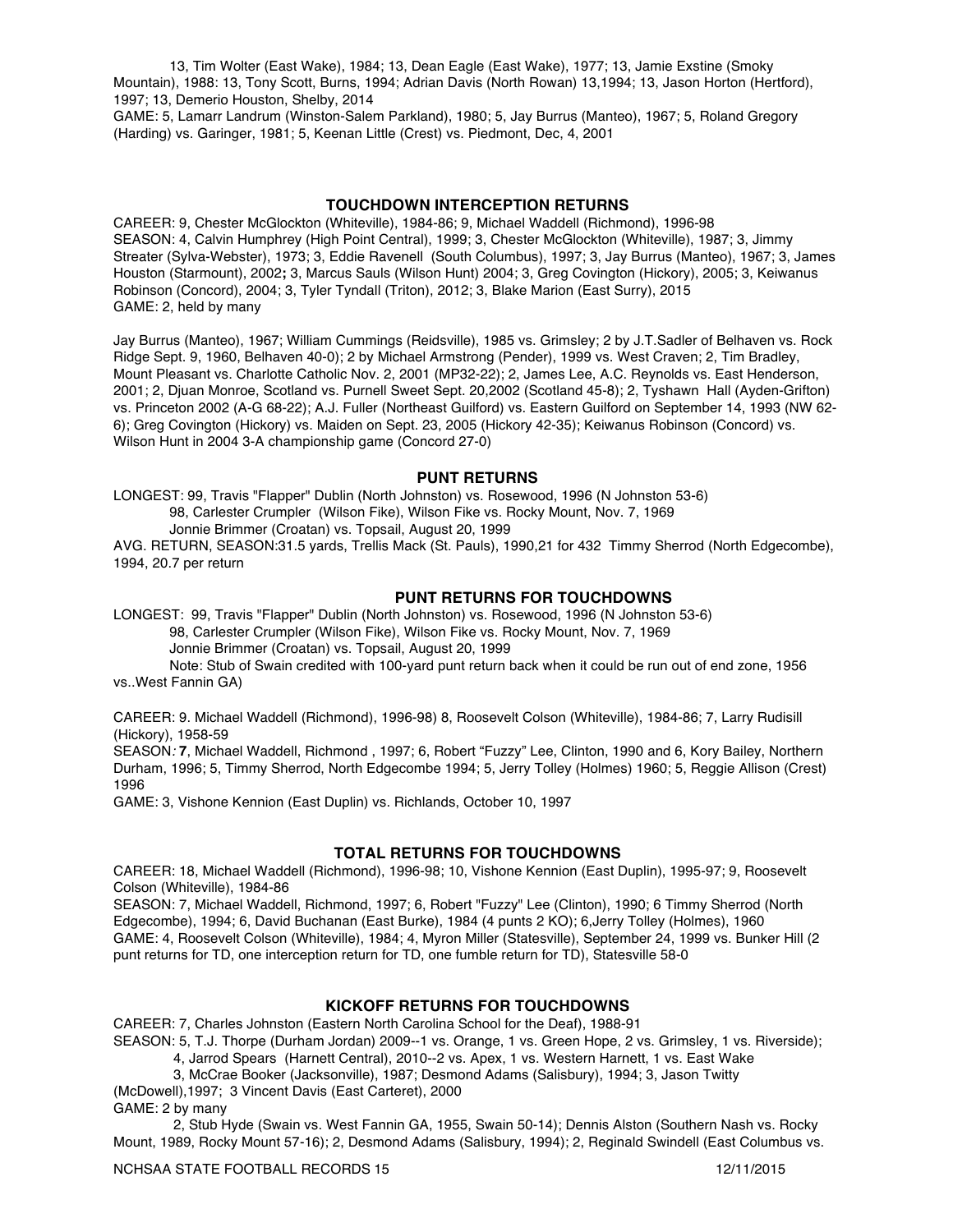13, Tim Wolter (East Wake), 1984; 13, Dean Eagle (East Wake), 1977; 13, Jamie Exstine (Smoky Mountain), 1988: 13, Tony Scott, Burns, 1994; Adrian Davis (North Rowan) 13,1994; 13, Jason Horton (Hertford), 1997; 13, Demerio Houston, Shelby, 2014

GAME: 5, Lamarr Landrum (Winston-Salem Parkland), 1980; 5, Jay Burrus (Manteo), 1967; 5, Roland Gregory (Harding) vs. Garinger, 1981; 5, Keenan Little (Crest) vs. Piedmont, Dec, 4, 2001

### TOUCHDOWN INTERCEPTION RETURNS

CAREER: 9, Chester McGlockton (Whiteville), 1984-86; 9, Michael Waddell (Richmond), 1996-98

SEASON: 4, Calvin Humphrey (High Point Central), 1999; 3, Chester McGlockton (Whiteville), 1987; 3, Jimmy Streater (Sylva-Webster), 1973; 3, Eddie Ravenell (South Columbus), 1997; 3, Jay Burrus (Manteo), 1967; 3, James Houston (Starmount), 2002**;** 3, Marcus Sauls (Wilson Hunt) 2004; 3, Greg Covington (Hickory), 2005; 3, Keiwanus Robinson (Concord), 2004; 3, Tyler Tyndall (Triton), 2012; 3, Blake Marion (East Surry), 2015

GAME: 2, held by many

Jay Burrus (Manteo), 1967; William Cummings (Reidsville), 1985 vs. Grimsley; 2 by J.T.Sadler of Belhaven vs. Rock Ridge Sept. 9, 1960, Belhaven 40-0); 2 by Michael Armstrong (Pender), 1999 vs. West Craven; 2, Tim Bradley, Mount Pleasant vs. Charlotte Catholic Nov. 2, 2001 (MP32-22); 2, James Lee, A.C. Reynolds vs. East Henderson, 2001; 2, Djuan Monroe, Scotland vs. Purnell Sweet Sept. 20,2002 (Scotland 45-8); 2, Tyshawn Hall (Ayden-Grifton) vs. Princeton 2002 (A-G 68-22); A.J. Fuller (Northeast Guilford) vs. Eastern Guilford on September 14, 1993 (NW 62-6); Greg Covington (Hickory) vs. Maiden on Sept. 23, 2005 (Hickory 42-35); Keiwanus Robinson (Concord) vs. Wilson Hunt in 2004 3-A championship game (Concord 27-0)

### PUNT RETURNS

LONGEST: 99, Travis "Flapper" Dublin (North Johnston) vs. Rosewood, 1996 (N Johnston 53-6)
98, Carlester Crumpler (Wilson Fike), Wilson Fike vs. Rocky Mount, Nov. 7, 1969
Jonnie Brimmer (Croatan) vs. Topsail, August 20, 1999

AVG. RETURN, SEASON:31.5 yards, Trellis Mack (St. Pauls), 1990,21 for 432 Timmy Sherrod (North Edgecombe), 1994, 20.7 per return

### PUNT RETURNS FOR TOUCHDOWNS

LONGEST: 99, Travis "Flapper" Dublin (North Johnston) vs. Rosewood, 1996 (N Johnston 53-6)
98, Carlester Crumpler (Wilson Fike), Wilson Fike vs. Rocky Mount, Nov. 7, 1969
Jonnie Brimmer (Croatan) vs. Topsail, August 20, 1999
Note: Stub of Swain credited with 100-yard punt return back when it could be run out of end zone, 1956 vs..West Fannin GA)

CAREER: 9. Michael Waddell (Richmond), 1996-98) 8, Roosevelt Colson (Whiteville), 1984-86; 7, Larry Rudisill (Hickory), 1958-59

SEASON*:* **7**, Michael Waddell, Richmond , 1997; 6, Robert "Fuzzy" Lee, Clinton, 1990 and 6, Kory Bailey, Northern Durham, 1996; 5, Timmy Sherrod, North Edgecombe 1994; 5, Jerry Tolley (Holmes) 1960; 5, Reggie Allison (Crest) 1996

GAME: 3, Vishone Kennion (East Duplin) vs. Richlands, October 10, 1997

### TOTAL RETURNS FOR TOUCHDOWNS

CAREER: 18, Michael Waddell (Richmond), 1996-98; 10, Vishone Kennion (East Duplin), 1995-97; 9, Roosevelt Colson (Whiteville), 1984-86

SEASON: 7, Michael Waddell, Richmond, 1997; 6, Robert "Fuzzy" Lee (Clinton), 1990; 6 Timmy Sherrod (North Edgecombe), 1994; 6, David Buchanan (East Burke), 1984 (4 punts 2 KO); 6,Jerry Tolley (Holmes), 1960

GAME: 4, Roosevelt Colson (Whiteville), 1984; 4, Myron Miller (Statesville), September 24, 1999 vs. Bunker Hill (2 punt returns for TD, one interception return for TD, one fumble return for TD), Statesville 58-0

### KICKOFF RETURNS FOR TOUCHDOWNS

CAREER: 7, Charles Johnston (Eastern North Carolina School for the Deaf), 1988-91

SEASON: 5, T.J. Thorpe (Durham Jordan) 2009--1 vs. Orange, 1 vs. Green Hope, 2 vs. Grimsley, 1 vs. Riverside);
4, Jarrod Spears (Harnett Central), 2010--2 vs. Apex, 1 vs. Western Harnett, 1 vs. East Wake
3, McCrae Booker (Jacksonville), 1987; Desmond Adams (Salisbury), 1994; 3, Jason Twitty (McDowell),1997; 3 Vincent Davis (East Carteret), 2000

GAME: 2 by many
2, Stub Hyde (Swain vs. West Fannin GA, 1955, Swain 50-14); Dennis Alston (Southern Nash vs. Rocky Mount, 1989, Rocky Mount 57-16); 2, Desmond Adams (Salisbury, 1994); 2, Reginald Swindell (East Columbus vs.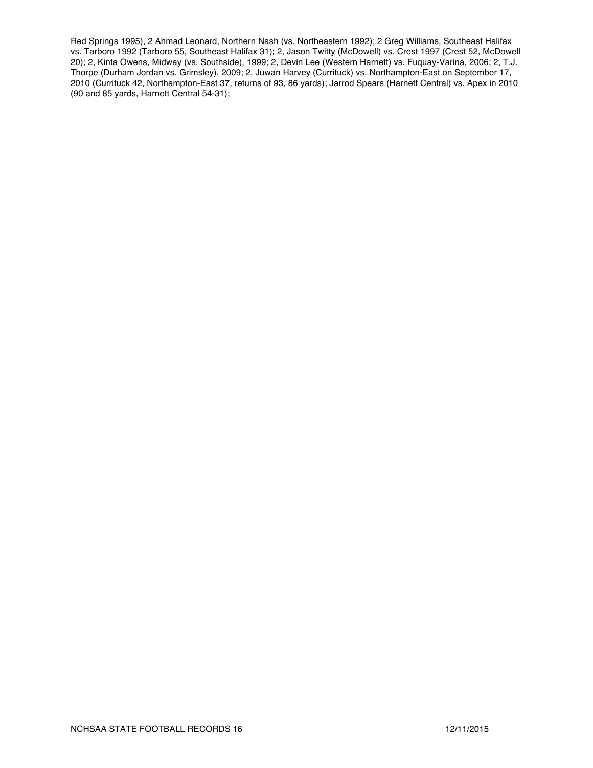Red Springs 1995), 2 Ahmad Leonard, Northern Nash (vs. Northeastern 1992); 2 Greg Williams, Southeast Halifax vs. Tarboro 1992 (Tarboro 55, Southeast Halifax 31); 2, Jason Twitty (McDowell) vs. Crest 1997 (Crest 52, McDowell 20); 2, Kinta Owens, Midway (vs. Southside), 1999; 2, Devin Lee (Western Harnett) vs. Fuquay-Varina, 2006; 2, T.J. Thorpe (Durham Jordan vs. Grimsley), 2009; 2, Juwan Harvey (Currituck) vs. Northampton-East on September 17, 2010 (Currituck 42, Northampton-East 37, returns of 93, 86 yards); Jarrod Spears (Harnett Central) vs. Apex in 2010 (90 and 85 yards, Harnett Central 54-31);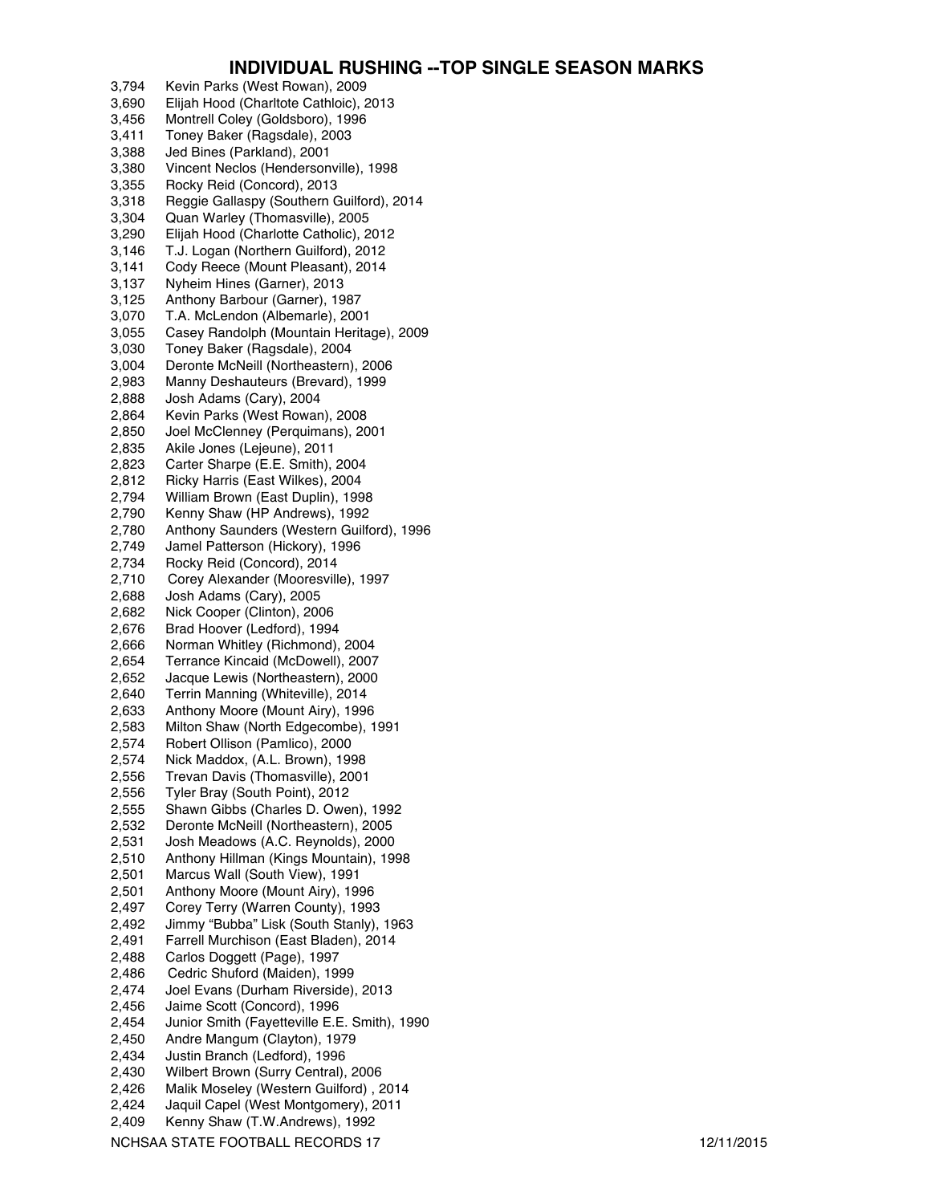# INDIVIDUAL RUSHING --TOP SINGLE SEASON MARKS

3,794 Kevin Parks (West Rowan), 2009
3,690 Elijah Hood (Charltote Cathloic), 2013
3,456 Montrell Coley (Goldsboro), 1996
3,411 Toney Baker (Ragsdale), 2003
3,388 Jed Bines (Parkland), 2001
3,380 Vincent Neclos (Hendersonville), 1998
3,355 Rocky Reid (Concord), 2013
3,318 Reggie Gallaspy (Southern Guilford), 2014
3,304 Quan Warley (Thomasville), 2005
3,290 Elijah Hood (Charlotte Catholic), 2012
3,146 T.J. Logan (Northern Guilford), 2012
3,141 Cody Reece (Mount Pleasant), 2014
3,137 Nyheim Hines (Garner), 2013
3,125 Anthony Barbour (Garner), 1987
3,070 T.A. McLendon (Albemarle), 2001
3,055 Casey Randolph (Mountain Heritage), 2009
3,030 Toney Baker (Ragsdale), 2004
3,004 Deronte McNeill (Northeastern), 2006
2,983 Manny Deshauteurs (Brevard), 1999
2,888 Josh Adams (Cary), 2004
2,864 Kevin Parks (West Rowan), 2008
2,850 Joel McClenney (Perquimans), 2001
2,835 Akile Jones (Lejeune), 2011
2,823 Carter Sharpe (E.E. Smith), 2004
2,812 Ricky Harris (East Wilkes), 2004
2,794 William Brown (East Duplin), 1998
2,790 Kenny Shaw (HP Andrews), 1992
2,780 Anthony Saunders (Western Guilford), 1996
2,749 Jamel Patterson (Hickory), 1996
2,734 Rocky Reid (Concord), 2014
2,710 Corey Alexander (Mooresville), 1997
2,688 Josh Adams (Cary), 2005
2,682 Nick Cooper (Clinton), 2006
2,676 Brad Hoover (Ledford), 1994
2,666 Norman Whitley (Richmond), 2004
2,654 Terrance Kincaid (McDowell), 2007
2,652 Jacque Lewis (Northeastern), 2000
2,640 Terrin Manning (Whiteville), 2014
2,633 Anthony Moore (Mount Airy), 1996
2,583 Milton Shaw (North Edgecombe), 1991
2,574 Robert Ollison (Pamlico), 2000
2,574 Nick Maddox, (A.L. Brown), 1998
2,556 Trevan Davis (Thomasville), 2001
2,556 Tyler Bray (South Point), 2012
2,555 Shawn Gibbs (Charles D. Owen), 1992
2,532 Deronte McNeill (Northeastern), 2005
2,531 Josh Meadows (A.C. Reynolds), 2000
2,510 Anthony Hillman (Kings Mountain), 1998
2,501 Marcus Wall (South View), 1991
2,501 Anthony Moore (Mount Airy), 1996
2,497 Corey Terry (Warren County), 1993
2,492 Jimmy “Bubba” Lisk (South Stanly), 1963
2,491 Farrell Murchison (East Bladen), 2014
2,488 Carlos Doggett (Page), 1997
2,486 Cedric Shuford (Maiden), 1999
2,474 Joel Evans (Durham Riverside), 2013
2,456 Jaime Scott (Concord), 1996
2,454 Junior Smith (Fayetteville E.E. Smith), 1990
2,450 Andre Mangum (Clayton), 1979
2,434 Justin Branch (Ledford), 1996
2,430 Wilbert Brown (Surry Central), 2006
2,426 Malik Moseley (Western Guilford) , 2014
2,424 Jaquil Capel (West Montgomery), 2011
2,409 Kenny Shaw (T.W.Andrews), 1992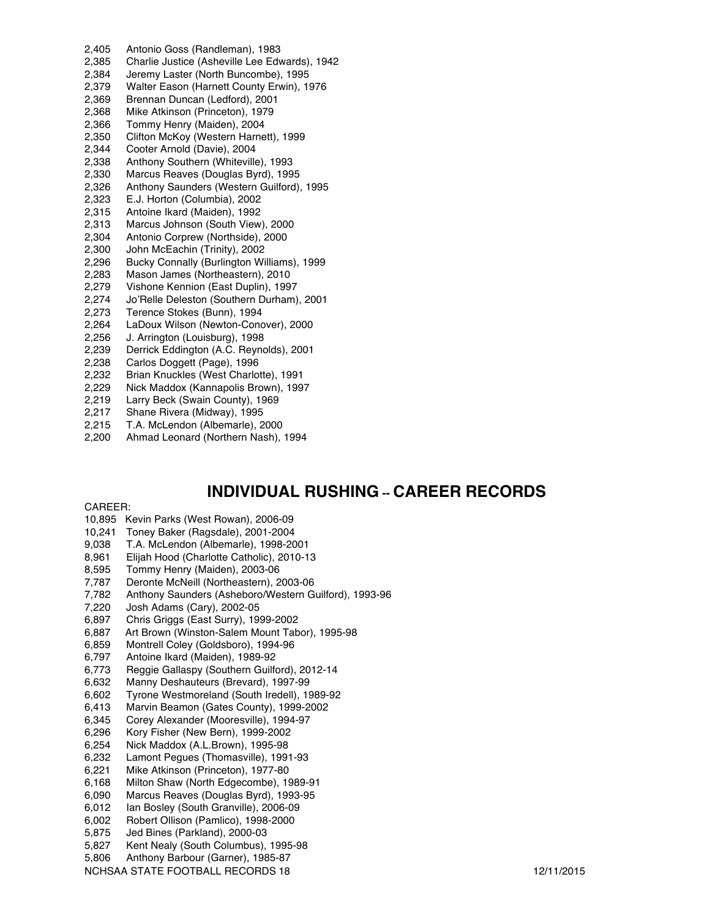2,405 Antonio Goss (Randleman), 1983
2,385 Charlie Justice (Asheville Lee Edwards), 1942
2,384 Jeremy Laster (North Buncombe), 1995
2,379 Walter Eason (Harnett County Erwin), 1976
2,369 Brennan Duncan (Ledford), 2001
2,368 Mike Atkinson (Princeton), 1979
2,366 Tommy Henry (Maiden), 2004
2,350 Clifton McKoy (Western Harnett), 1999
2,344 Cooter Arnold (Davie), 2004
2,338 Anthony Southern (Whiteville), 1993
2,330 Marcus Reaves (Douglas Byrd), 1995
2,326 Anthony Saunders (Western Guilford), 1995
2,323 E.J. Horton (Columbia), 2002
2,315 Antoine Ikard (Maiden), 1992
2,313 Marcus Johnson (South View), 2000
2,304 Antonio Corprew (Northside), 2000
2,300 John McEachin (Trinity), 2002
2,296 Bucky Connally (Burlington Williams), 1999
2,283 Mason James (Northeastern), 2010
2,279 Vishone Kennion (East Duplin), 1997
2,274 Jo'Relle Deleston (Southern Durham), 2001
2,273 Terence Stokes (Bunn), 1994
2,264 LaDoux Wilson (Newton-Conover), 2000
2,256 J. Arrington (Louisburg), 1998
2,239 Derrick Eddington (A.C. Reynolds), 2001
2,238 Carlos Doggett (Page), 1996
2,232 Brian Knuckles (West Charlotte), 1991
2,229 Nick Maddox (Kannapolis Brown), 1997
2,219 Larry Beck (Swain County), 1969
2,217 Shane Rivera (Midway), 1995
2,215 T.A. McLendon (Albemarle), 2000
2,200 Ahmad Leonard (Northern Nash), 1994

## INDIVIDUAL RUSHING -- CAREER RECORDS

CAREER:

10,895 Kevin Parks (West Rowan), 2006-09
10,241 Toney Baker (Ragsdale), 2001-2004
9,038 T.A. McLendon (Albemarle), 1998-2001
8,961 Elijah Hood (Charlotte Catholic), 2010-13
8,595 Tommy Henry (Maiden), 2003-06
7,787 Deronte McNeill (Northeastern), 2003-06
7,782 Anthony Saunders (Asheboro/Western Guilford), 1993-96
7,220 Josh Adams (Cary), 2002-05
6,897 Chris Griggs (East Surry), 1999-2002
6,887 Art Brown (Winston-Salem Mount Tabor), 1995-98
6,859 Montrell Coley (Goldsboro), 1994-96
6,797 Antoine Ikard (Maiden), 1989-92
6,773 Reggie Gallaspy (Southern Guilford), 2012-14
6,632 Manny Deshauteurs (Brevard), 1997-99
6,602 Tyrone Westmoreland (South Iredell), 1989-92
6,413 Marvin Beamon (Gates County), 1999-2002
6,345 Corey Alexander (Mooresville), 1994-97
6,296 Kory Fisher (New Bern), 1999-2002
6,254 Nick Maddox (A.L.Brown), 1995-98
6,232 Lamont Pegues (Thomasville), 1991-93
6,221 Mike Atkinson (Princeton), 1977-80
6,168 Milton Shaw (North Edgecombe), 1989-91
6,090 Marcus Reaves (Douglas Byrd), 1993-95
6,012 Ian Bosley (South Granville), 2006-09
6,002 Robert Ollison (Pamlico), 1998-2000
5,875 Jed Bines (Parkland), 2000-03
5,827 Kent Nealy (South Columbus), 1995-98
5,806 Anthony Barbour (Garner), 1985-87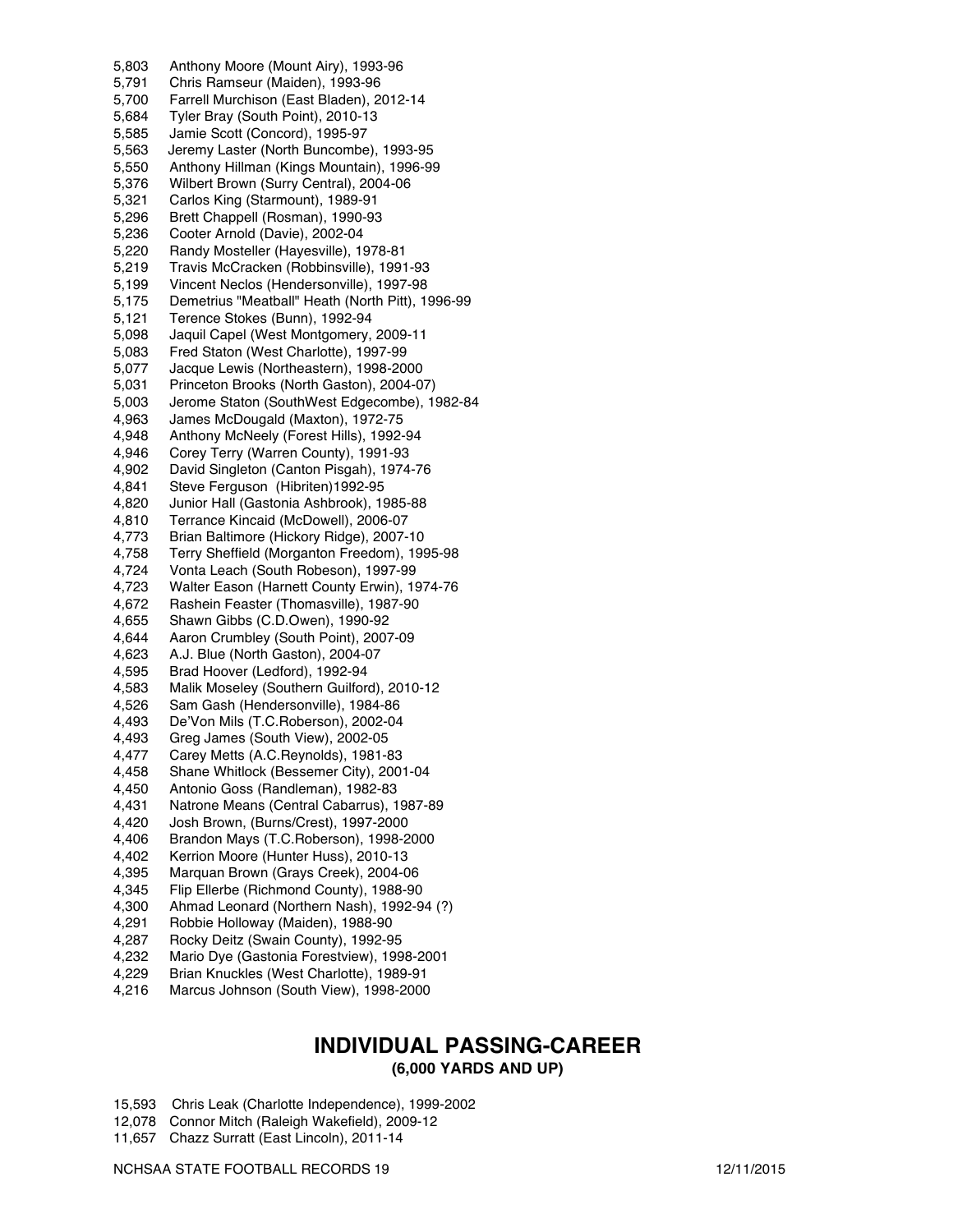5,803 Anthony Moore (Mount Airy), 1993-96
5,791 Chris Ramseur (Maiden), 1993-96
5,700 Farrell Murchison (East Bladen), 2012-14
5,684 Tyler Bray (South Point), 2010-13
5,585 Jamie Scott (Concord), 1995-97
5,563 Jeremy Laster (North Buncombe), 1993-95
5,550 Anthony Hillman (Kings Mountain), 1996-99
5,376 Wilbert Brown (Surry Central), 2004-06
5,321 Carlos King (Starmount), 1989-91
5,296 Brett Chappell (Rosman), 1990-93
5,236 Cooter Arnold (Davie), 2002-04
5,220 Randy Mosteller (Hayesville), 1978-81
5,219 Travis McCracken (Robbinsville), 1991-93
5,199 Vincent Neclos (Hendersonville), 1997-98
5,175 Demetrius "Meatball" Heath (North Pitt), 1996-99
5,121 Terence Stokes (Bunn), 1992-94
5,098 Jaquil Capel (West Montgomery, 2009-11
5,083 Fred Staton (West Charlotte), 1997-99
5,077 Jacque Lewis (Northeastern), 1998-2000
5,031 Princeton Brooks (North Gaston), 2004-07)
5,003 Jerome Staton (SouthWest Edgecombe), 1982-84
4,963 James McDougald (Maxton), 1972-75
4,948 Anthony McNeely (Forest Hills), 1992-94
4,946 Corey Terry (Warren County), 1991-93
4,902 David Singleton (Canton Pisgah), 1974-76
4,841 Steve Ferguson (Hibriten)1992-95
4,820 Junior Hall (Gastonia Ashbrook), 1985-88
4,810 Terrance Kincaid (McDowell), 2006-07
4,773 Brian Baltimore (Hickory Ridge), 2007-10
4,758 Terry Sheffield (Morganton Freedom), 1995-98
4,724 Vonta Leach (South Robeson), 1997-99
4,723 Walter Eason (Harnett County Erwin), 1974-76
4,672 Rashein Feaster (Thomasville), 1987-90
4,655 Shawn Gibbs (C.D.Owen), 1990-92
4,644 Aaron Crumbley (South Point), 2007-09
4,623 A.J. Blue (North Gaston), 2004-07
4,595 Brad Hoover (Ledford), 1992-94
4,583 Malik Moseley (Southern Guilford), 2010-12
4,526 Sam Gash (Hendersonville), 1984-86
4,493 De'Von Mils (T.C.Roberson), 2002-04
4,493 Greg James (South View), 2002-05
4,477 Carey Metts (A.C.Reynolds), 1981-83
4,458 Shane Whitlock (Bessemer City), 2001-04
4,450 Antonio Goss (Randleman), 1982-83
4,431 Natrone Means (Central Cabarrus), 1987-89
4,420 Josh Brown, (Burns/Crest), 1997-2000
4,406 Brandon Mays (T.C.Roberson), 1998-2000
4,402 Kerrion Moore (Hunter Huss), 2010-13
4,395 Marquan Brown (Grays Creek), 2004-06
4,345 Flip Ellerbe (Richmond County), 1988-90
4,300 Ahmad Leonard (Northern Nash), 1992-94 (?)
4,291 Robbie Holloway (Maiden), 1988-90
4,287 Rocky Deitz (Swain County), 1992-95
4,232 Mario Dye (Gastonia Forestview), 1998-2001
4,229 Brian Knuckles (West Charlotte), 1989-91
4,216 Marcus Johnson (South View), 1998-2000

## INDIVIDUAL PASSING-CAREER

**(6,000 YARDS AND UP)**

15,593 Chris Leak (Charlotte Independence), 1999-2002
12,078 Connor Mitch (Raleigh Wakefield), 2009-12
11,657 Chazz Surratt (East Lincoln), 2011-14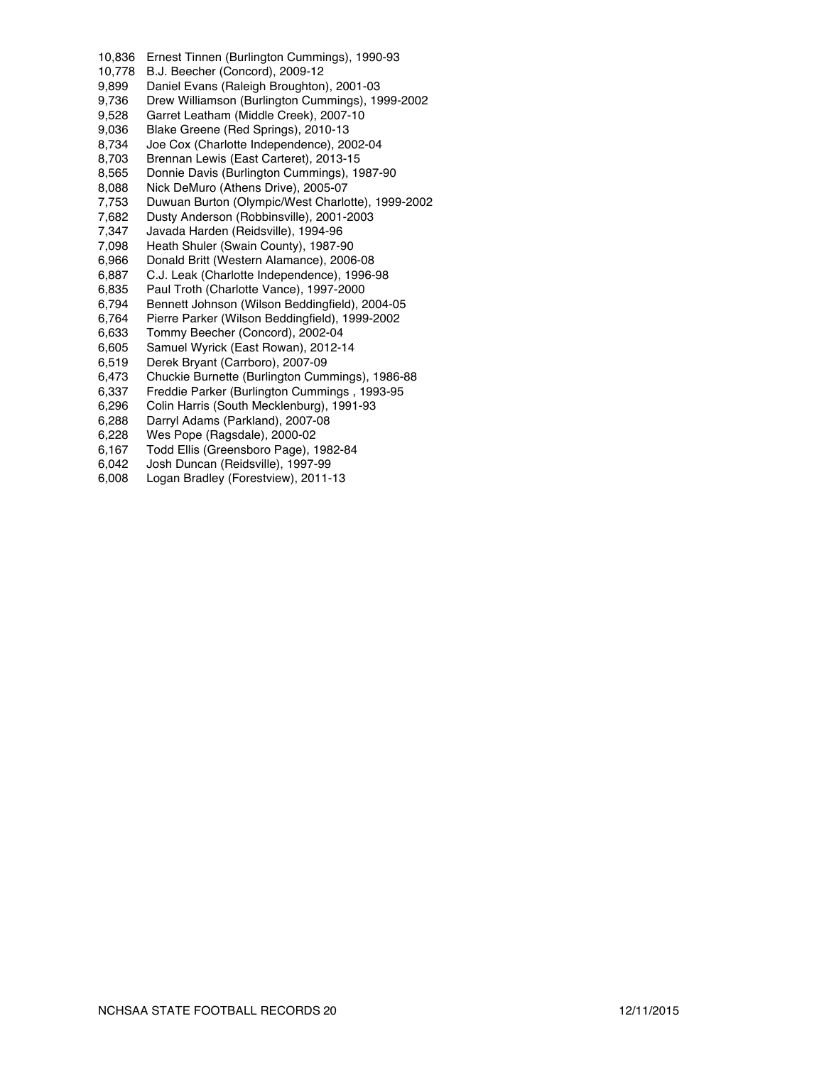10,836 Ernest Tinnen (Burlington Cummings), 1990-93
10,778 B.J. Beecher (Concord), 2009-12
9,899 Daniel Evans (Raleigh Broughton), 2001-03
9,736 Drew Williamson (Burlington Cummings), 1999-2002
9,528 Garret Leatham (Middle Creek), 2007-10
9,036 Blake Greene (Red Springs), 2010-13
8,734 Joe Cox (Charlotte Independence), 2002-04
8,703 Brennan Lewis (East Carteret), 2013-15
8,565 Donnie Davis (Burlington Cummings), 1987-90
8,088 Nick DeMuro (Athens Drive), 2005-07
7,753 Duwuan Burton (Olympic/West Charlotte), 1999-2002
7,682 Dusty Anderson (Robbinsville), 2001-2003
7,347 Javada Harden (Reidsville), 1994-96
7,098 Heath Shuler (Swain County), 1987-90
6,966 Donald Britt (Western Alamance), 2006-08
6,887 C.J. Leak (Charlotte Independence), 1996-98
6,835 Paul Troth (Charlotte Vance), 1997-2000
6,794 Bennett Johnson (Wilson Beddingfield), 2004-05
6,764 Pierre Parker (Wilson Beddingfield), 1999-2002
6,633 Tommy Beecher (Concord), 2002-04
6,605 Samuel Wyrick (East Rowan), 2012-14
6,519 Derek Bryant (Carrboro), 2007-09
6,473 Chuckie Burnette (Burlington Cummings), 1986-88
6,337 Freddie Parker (Burlington Cummings , 1993-95
6,296 Colin Harris (South Mecklenburg), 1991-93
6,288 Darryl Adams (Parkland), 2007-08
6,228 Wes Pope (Ragsdale), 2000-02
6,167 Todd Ellis (Greensboro Page), 1982-84
6,042 Josh Duncan (Reidsville), 1997-99
6,008 Logan Bradley (Forestview), 2011-13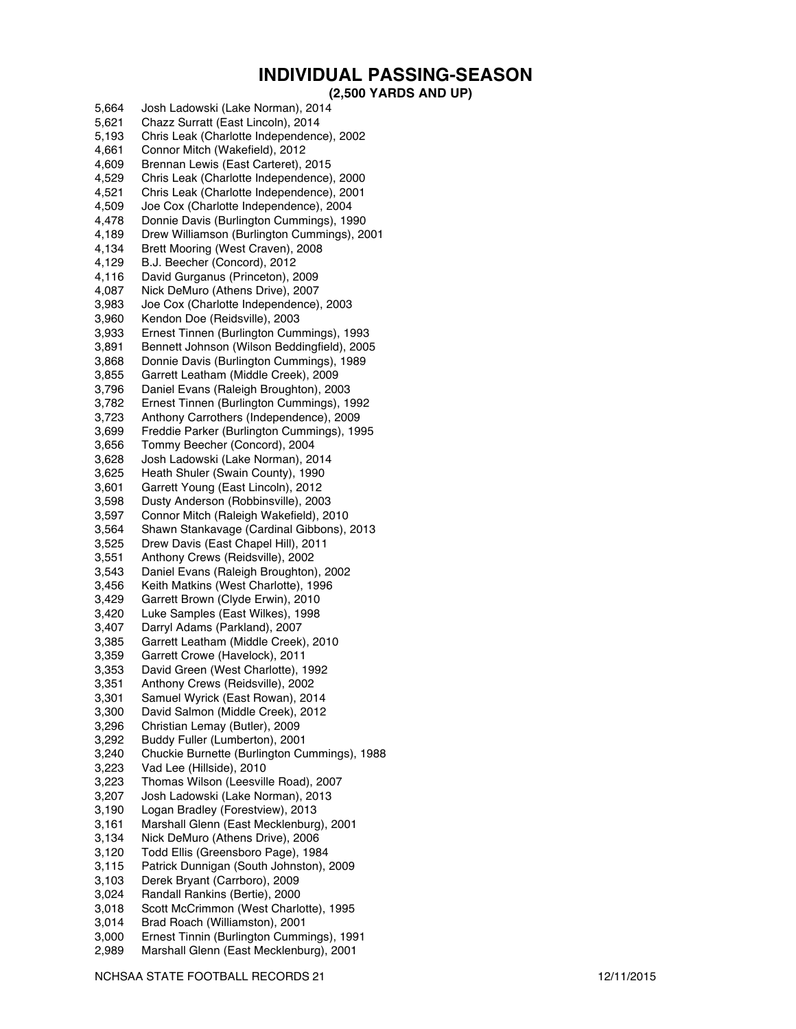# INDIVIDUAL PASSING-SEASON

### (2,500 YARDS AND UP)

5,664 Josh Ladowski (Lake Norman), 2014
5,621 Chazz Surratt (East Lincoln), 2014
5,193 Chris Leak (Charlotte Independence), 2002
4,661 Connor Mitch (Wakefield), 2012
4,609 Brennan Lewis (East Carteret), 2015
4,529 Chris Leak (Charlotte Independence), 2000
4,521 Chris Leak (Charlotte Independence), 2001
4,509 Joe Cox (Charlotte Independence), 2004
4,478 Donnie Davis (Burlington Cummings), 1990
4,189 Drew Williamson (Burlington Cummings), 2001
4,134 Brett Mooring (West Craven), 2008
4,129 B.J. Beecher (Concord), 2012
4,116 David Gurganus (Princeton), 2009
4,087 Nick DeMuro (Athens Drive), 2007
3,983 Joe Cox (Charlotte Independence), 2003
3,960 Kendon Doe (Reidsville), 2003
3,933 Ernest Tinnen (Burlington Cummings), 1993
3,891 Bennett Johnson (Wilson Beddingfield), 2005
3,868 Donnie Davis (Burlington Cummings), 1989
3,855 Garrett Leatham (Middle Creek), 2009
3,796 Daniel Evans (Raleigh Broughton), 2003
3,782 Ernest Tinnen (Burlington Cummings), 1992
3,723 Anthony Carrothers (Independence), 2009
3,699 Freddie Parker (Burlington Cummings), 1995
3,656 Tommy Beecher (Concord), 2004
3,628 Josh Ladowski (Lake Norman), 2014
3,625 Heath Shuler (Swain County), 1990
3,601 Garrett Young (East Lincoln), 2012
3,598 Dusty Anderson (Robbinsville), 2003
3,597 Connor Mitch (Raleigh Wakefield), 2010
3,564 Shawn Stankavage (Cardinal Gibbons), 2013
3,525 Drew Davis (East Chapel Hill), 2011
3,551 Anthony Crews (Reidsville), 2002
3,543 Daniel Evans (Raleigh Broughton), 2002
3,456 Keith Matkins (West Charlotte), 1996
3,429 Garrett Brown (Clyde Erwin), 2010
3,420 Luke Samples (East Wilkes), 1998
3,407 Darryl Adams (Parkland), 2007
3,385 Garrett Leatham (Middle Creek), 2010
3,359 Garrett Crowe (Havelock), 2011
3,353 David Green (West Charlotte), 1992
3,351 Anthony Crews (Reidsville), 2002
3,301 Samuel Wyrick (East Rowan), 2014
3,300 David Salmon (Middle Creek), 2012
3,296 Christian Lemay (Butler), 2009
3,292 Buddy Fuller (Lumberton), 2001
3,240 Chuckie Burnette (Burlington Cummings), 1988
3,223 Vad Lee (Hillside), 2010
3,223 Thomas Wilson (Leesville Road), 2007
3,207 Josh Ladowski (Lake Norman), 2013
3,190 Logan Bradley (Forestview), 2013
3,161 Marshall Glenn (East Mecklenburg), 2001
3,134 Nick DeMuro (Athens Drive), 2006
3,120 Todd Ellis (Greensboro Page), 1984
3,115 Patrick Dunnigan (South Johnston), 2009
3,103 Derek Bryant (Carrboro), 2009
3,024 Randall Rankins (Bertie), 2000
3,018 Scott McCrimmon (West Charlotte), 1995
3,014 Brad Roach (Williamston), 2001
3,000 Ernest Tinnin (Burlington Cummings), 1991
2,989 Marshall Glenn (East Mecklenburg), 2001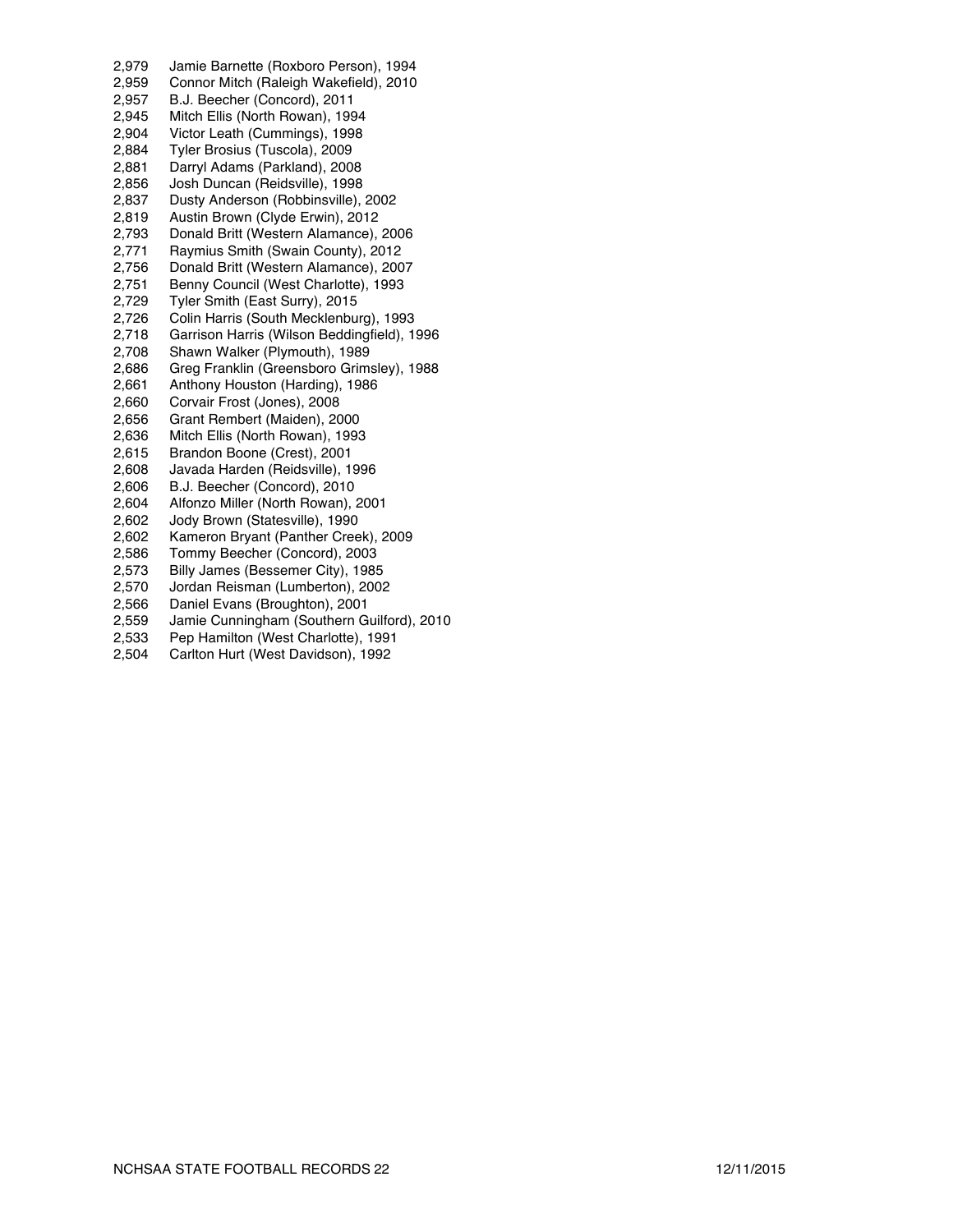2,979 Jamie Barnette (Roxboro Person), 1994
2,959 Connor Mitch (Raleigh Wakefield), 2010
2,957 B.J. Beecher (Concord), 2011
2,945 Mitch Ellis (North Rowan), 1994
2,904 Victor Leath (Cummings), 1998
2,884 Tyler Brosius (Tuscola), 2009
2,881 Darryl Adams (Parkland), 2008
2,856 Josh Duncan (Reidsville), 1998
2,837 Dusty Anderson (Robbinsville), 2002
2,819 Austin Brown (Clyde Erwin), 2012
2,793 Donald Britt (Western Alamance), 2006
2,771 Raymius Smith (Swain County), 2012
2,756 Donald Britt (Western Alamance), 2007
2,751 Benny Council (West Charlotte), 1993
2,729 Tyler Smith (East Surry), 2015
2,726 Colin Harris (South Mecklenburg), 1993
2,718 Garrison Harris (Wilson Beddingfield), 1996
2,708 Shawn Walker (Plymouth), 1989
2,686 Greg Franklin (Greensboro Grimsley), 1988
2,661 Anthony Houston (Harding), 1986
2,660 Corvair Frost (Jones), 2008
2,656 Grant Rembert (Maiden), 2000
2,636 Mitch Ellis (North Rowan), 1993
2,615 Brandon Boone (Crest), 2001
2,608 Javada Harden (Reidsville), 1996
2,606 B.J. Beecher (Concord), 2010
2,604 Alfonzo Miller (North Rowan), 2001
2,602 Jody Brown (Statesville), 1990
2,602 Kameron Bryant (Panther Creek), 2009
2,586 Tommy Beecher (Concord), 2003
2,573 Billy James (Bessemer City), 1985
2,570 Jordan Reisman (Lumberton), 2002
2,566 Daniel Evans (Broughton), 2001
2,559 Jamie Cunningham (Southern Guilford), 2010
2,533 Pep Hamilton (West Charlotte), 1991
2,504 Carlton Hurt (West Davidson), 1992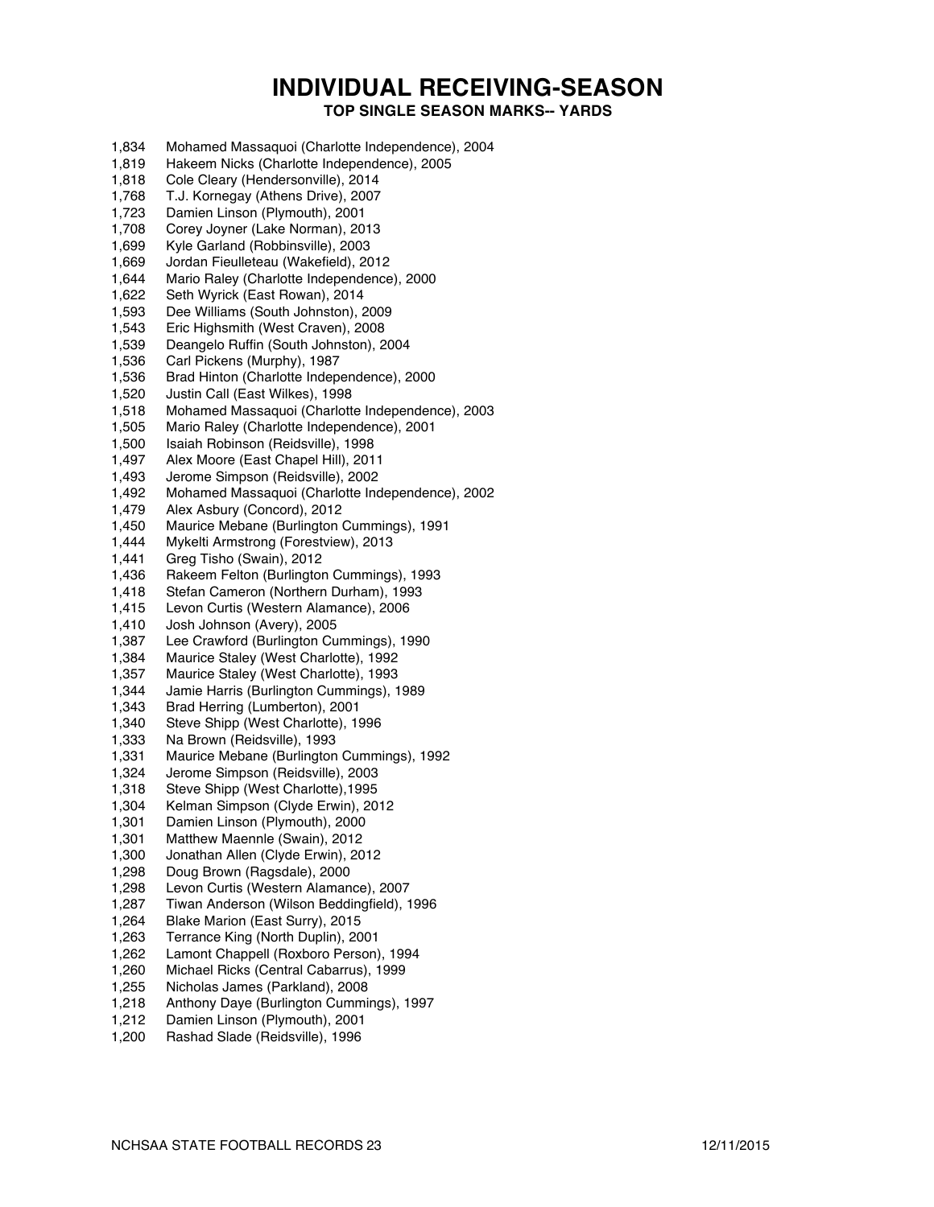# INDIVIDUAL RECEIVING-SEASON

## TOP SINGLE SEASON MARKS-- YARDS

1,834 Mohamed Massaquoi (Charlotte Independence), 2004
1,819 Hakeem Nicks (Charlotte Independence), 2005
1,818 Cole Cleary (Hendersonville), 2014
1,768 T.J. Kornegay (Athens Drive), 2007
1,723 Damien Linson (Plymouth), 2001
1,708 Corey Joyner (Lake Norman), 2013
1,699 Kyle Garland (Robbinsville), 2003
1,669 Jordan Fieulleteau (Wakefield), 2012
1,644 Mario Raley (Charlotte Independence), 2000
1,622 Seth Wyrick (East Rowan), 2014
1,593 Dee Williams (South Johnston), 2009
1,543 Eric Highsmith (West Craven), 2008
1,539 Deangelo Ruffin (South Johnston), 2004
1,536 Carl Pickens (Murphy), 1987
1,536 Brad Hinton (Charlotte Independence), 2000
1,520 Justin Call (East Wilkes), 1998
1,518 Mohamed Massaquoi (Charlotte Independence), 2003
1,505 Mario Raley (Charlotte Independence), 2001
1,500 Isaiah Robinson (Reidsville), 1998
1,497 Alex Moore (East Chapel Hill), 2011
1,493 Jerome Simpson (Reidsville), 2002
1,492 Mohamed Massaquoi (Charlotte Independence), 2002
1,479 Alex Asbury (Concord), 2012
1,450 Maurice Mebane (Burlington Cummings), 1991
1,444 Mykelti Armstrong (Forestview), 2013
1,441 Greg Tisho (Swain), 2012
1,436 Rakeem Felton (Burlington Cummings), 1993
1,418 Stefan Cameron (Northern Durham), 1993
1,415 Levon Curtis (Western Alamance), 2006
1,410 Josh Johnson (Avery), 2005
1,387 Lee Crawford (Burlington Cummings), 1990
1,384 Maurice Staley (West Charlotte), 1992
1,357 Maurice Staley (West Charlotte), 1993
1,344 Jamie Harris (Burlington Cummings), 1989
1,343 Brad Herring (Lumberton), 2001
1,340 Steve Shipp (West Charlotte), 1996
1,333 Na Brown (Reidsville), 1993
1,331 Maurice Mebane (Burlington Cummings), 1992
1,324 Jerome Simpson (Reidsville), 2003
1,318 Steve Shipp (West Charlotte),1995
1,304 Kelman Simpson (Clyde Erwin), 2012
1,301 Damien Linson (Plymouth), 2000
1,301 Matthew Maennle (Swain), 2012
1,300 Jonathan Allen (Clyde Erwin), 2012
1,298 Doug Brown (Ragsdale), 2000
1,298 Levon Curtis (Western Alamance), 2007
1,287 Tiwan Anderson (Wilson Beddingfield), 1996
1,264 Blake Marion (East Surry), 2015
1,263 Terrance King (North Duplin), 2001
1,262 Lamont Chappell (Roxboro Person), 1994
1,260 Michael Ricks (Central Cabarrus), 1999
1,255 Nicholas James (Parkland), 2008
1,218 Anthony Daye (Burlington Cummings), 1997
1,212 Damien Linson (Plymouth), 2001
1,200 Rashad Slade (Reidsville), 1996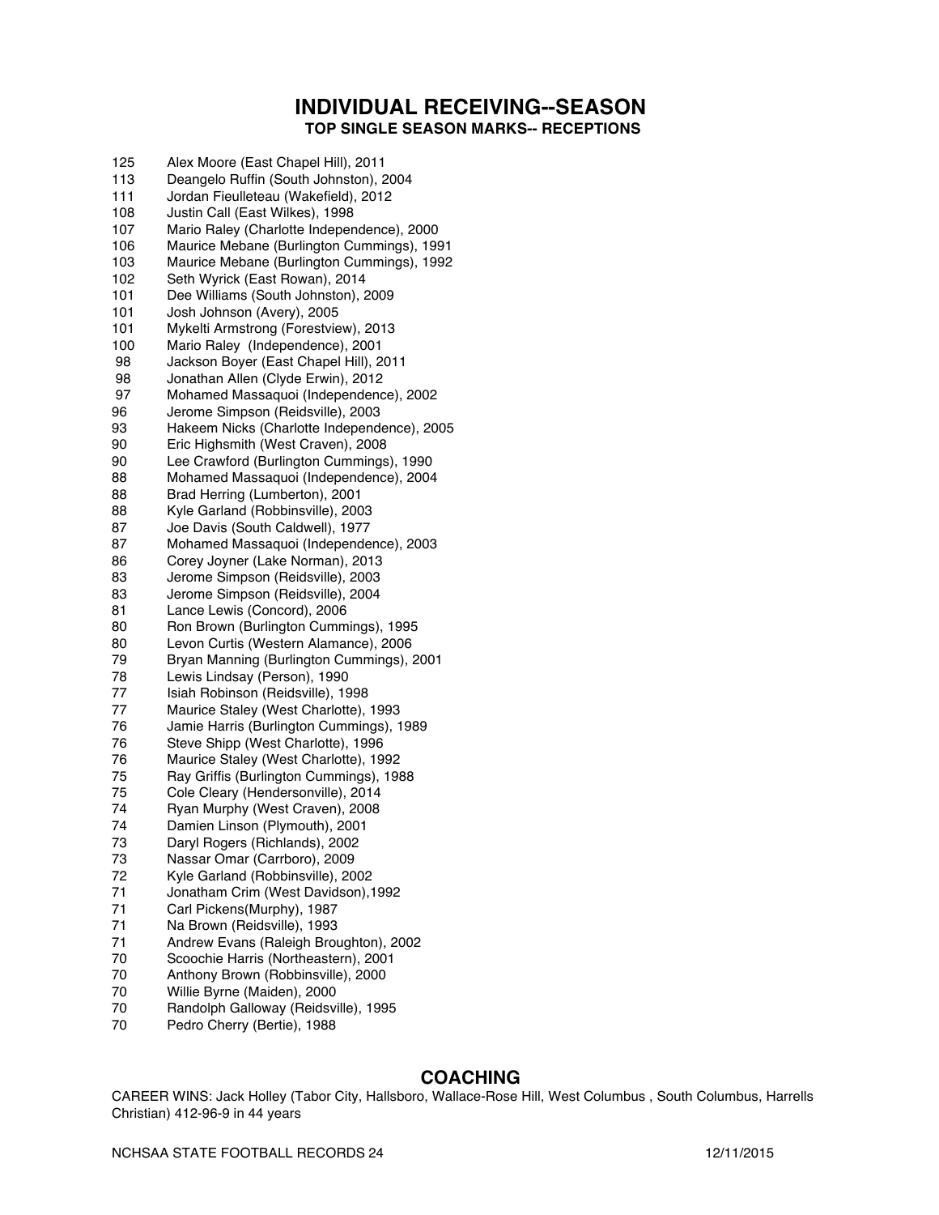## INDIVIDUAL RECEIVING--SEASON

### TOP SINGLE SEASON MARKS-- RECEPTIONS

| | |
|---|---|
| 125 | Alex Moore (East Chapel Hill), 2011 |
| 113 | Deangelo Ruffin (South Johnston), 2004 |
| 111 | Jordan Fieulleteau (Wakefield), 2012 |
| 108 | Justin Call (East Wilkes), 1998 |
| 107 | Mario Raley (Charlotte Independence), 2000 |
| 106 | Maurice Mebane (Burlington Cummings), 1991 |
| 103 | Maurice Mebane (Burlington Cummings), 1992 |
| 102 | Seth Wyrick (East Rowan), 2014 |
| 101 | Dee Williams (South Johnston), 2009 |
| 101 | Josh Johnson (Avery), 2005 |
| 101 | Mykelti Armstrong (Forestview), 2013 |
| 100 | Mario Raley (Independence), 2001 |
| 98 | Jackson Boyer (East Chapel Hill), 2011 |
| 98 | Jonathan Allen (Clyde Erwin), 2012 |
| 97 | Mohamed Massaquoi (Independence), 2002 |
| 96 | Jerome Simpson (Reidsville), 2003 |
| 93 | Hakeem Nicks (Charlotte Independence), 2005 |
| 90 | Eric Highsmith (West Craven), 2008 |
| 90 | Lee Crawford (Burlington Cummings), 1990 |
| 88 | Mohamed Massaquoi (Independence), 2004 |
| 88 | Brad Herring (Lumberton), 2001 |
| 88 | Kyle Garland (Robbinsville), 2003 |
| 87 | Joe Davis (South Caldwell), 1977 |
| 87 | Mohamed Massaquoi (Independence), 2003 |
| 86 | Corey Joyner (Lake Norman), 2013 |
| 83 | Jerome Simpson (Reidsville), 2003 |
| 83 | Jerome Simpson (Reidsville), 2004 |
| 81 | Lance Lewis (Concord), 2006 |
| 80 | Ron Brown (Burlington Cummings), 1995 |
| 80 | Levon Curtis (Western Alamance), 2006 |
| 79 | Bryan Manning (Burlington Cummings), 2001 |
| 78 | Lewis Lindsay (Person), 1990 |
| 77 | Isiah Robinson (Reidsville), 1998 |
| 77 | Maurice Staley (West Charlotte), 1993 |
| 76 | Jamie Harris (Burlington Cummings), 1989 |
| 76 | Steve Shipp (West Charlotte), 1996 |
| 76 | Maurice Staley (West Charlotte), 1992 |
| 75 | Ray Griffis (Burlington Cummings), 1988 |
| 75 | Cole Cleary (Hendersonville), 2014 |
| 74 | Ryan Murphy (West Craven), 2008 |
| 74 | Damien Linson (Plymouth), 2001 |
| 73 | Daryl Rogers (Richlands), 2002 |
| 73 | Nassar Omar (Carrboro), 2009 |
| 72 | Kyle Garland (Robbinsville), 2002 |
| 71 | Jonatham Crim (West Davidson),1992 |
| 71 | Carl Pickens(Murphy), 1987 |
| 71 | Na Brown (Reidsville), 1993 |
| 71 | Andrew Evans (Raleigh Broughton), 2002 |
| 70 | Scoochie Harris (Northeastern), 2001 |
| 70 | Anthony Brown (Robbinsville), 2000 |
| 70 | Willie Byrne (Maiden), 2000 |
| 70 | Randolph Galloway (Reidsville), 1995 |
| 70 | Pedro Cherry (Bertie), 1988 |

## COACHING

CAREER WINS: Jack Holley (Tabor City, Hallsboro, Wallace-Rose Hill, West Columbus , South Columbus, Harrells Christian) 412-96-9 in 44 years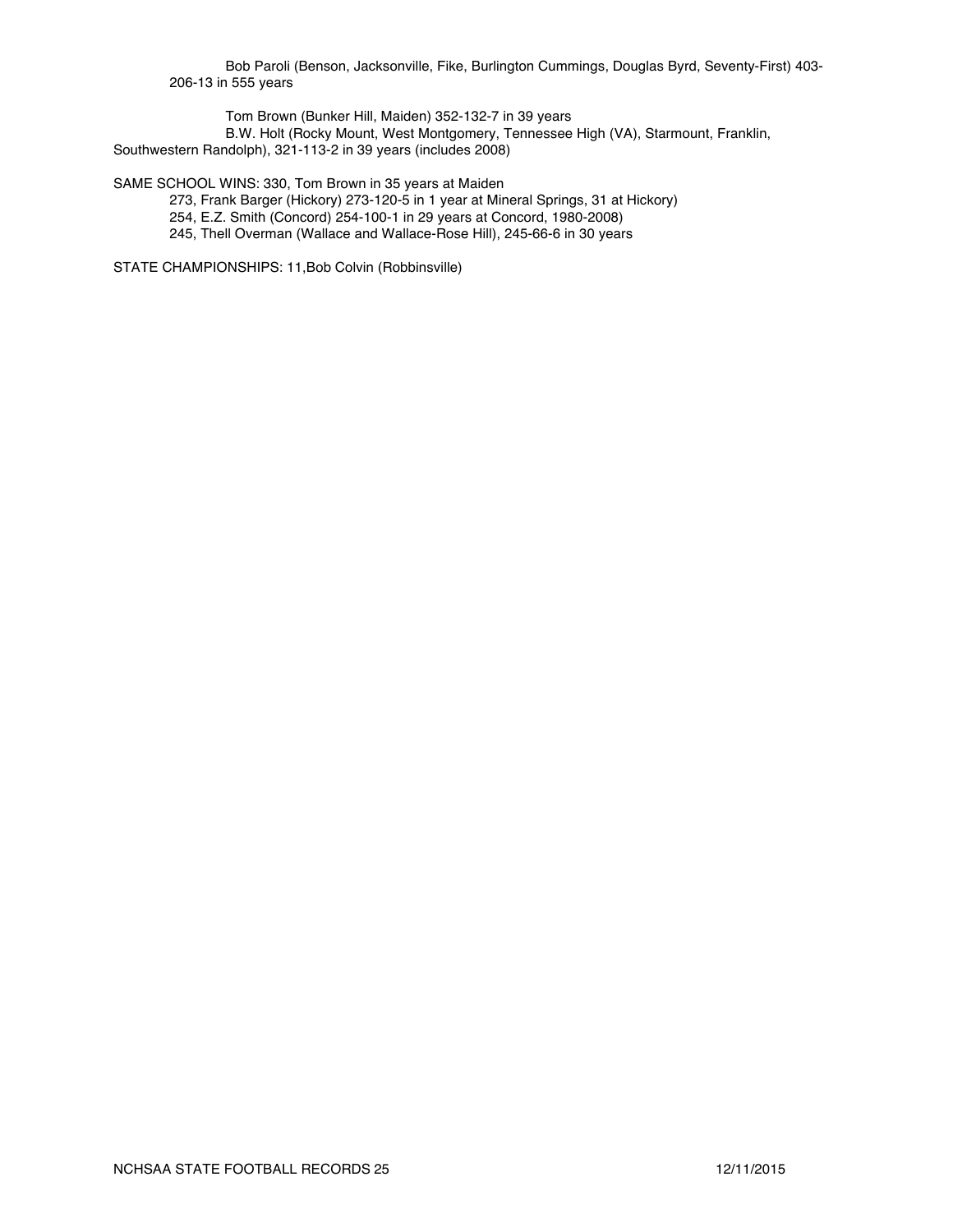Bob Paroli (Benson, Jacksonville, Fike, Burlington Cummings, Douglas Byrd, Seventy-First) 403-206-13 in 555 years

Tom Brown (Bunker Hill, Maiden) 352-132-7 in 39 years

B.W. Holt (Rocky Mount, West Montgomery, Tennessee High (VA), Starmount, Franklin, Southwestern Randolph), 321-113-2 in 39 years (includes 2008)

SAME SCHOOL WINS: 330, Tom Brown in 35 years at Maiden

273, Frank Barger (Hickory) 273-120-5 in 1 year at Mineral Springs, 31 at Hickory)

254, E.Z. Smith (Concord) 254-100-1 in 29 years at Concord, 1980-2008)

245, Thell Overman (Wallace and Wallace-Rose Hill), 245-66-6 in 30 years

STATE CHAMPIONSHIPS: 11,Bob Colvin (Robbinsville)